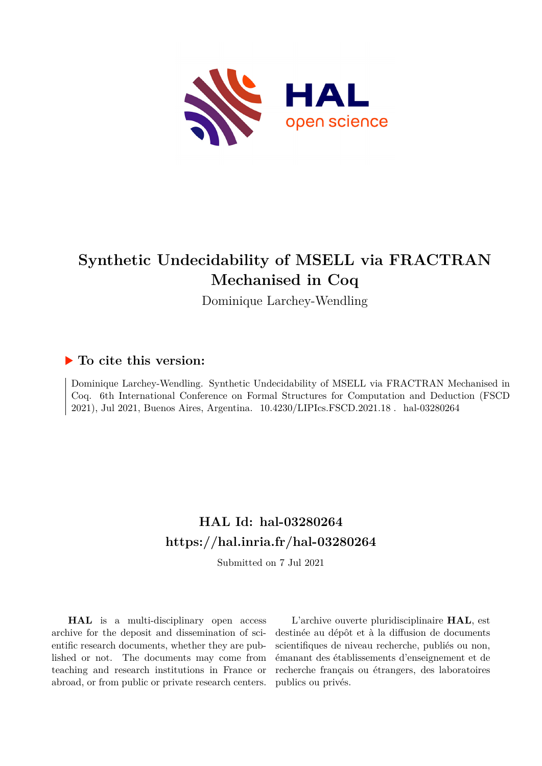# Synthetic Undecidability of MSELL via FRACTRAN Mechanised in Coq

Dominique Larchey-Wendling

### ▶ To cite this version:

Dominique Larchey-Wendling. Synthetic Undecidability of MSELL via FRACTRAN Mechanised in Coq. 6th International Conference on Formal Structures for Computation and Deduction (FSCD 2021), Jul 2021, Buenos Aires, Argentina. 10.4230/LIPIcs.FSCD.2021.18 . hal-03280264

## HAL Id: hal-03280264

## https://hal.inria.fr/hal-03280264

Submitted on 7 Jul 2021

**HAL** is a multi-disciplinary open access archive for the deposit and dissemination of scientific research documents, whether they are published or not. The documents may come from teaching and research institutions in France or abroad, or from public or private research centers.

L'archive ouverte pluridisciplinaire **HAL**, est destinée au dépôt et à la diffusion de documents scientifiques de niveau recherche, publiés ou non, émanant des établissements d'enseignement et de recherche français ou étrangers, des laboratoires publics ou privés.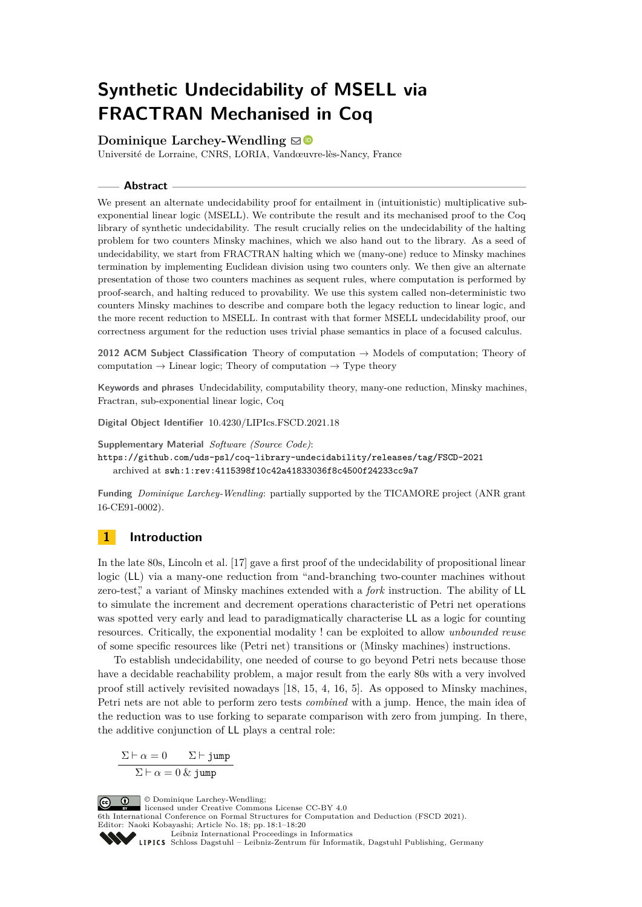# Synthetic Undecidability of MSELL via FRACTRAN Mechanised in Coq

**Dominique Larchey-Wendling**

Université de Lorraine, CNRS, LORIA, Vandœuvre-lès-Nancy, France

## Abstract

We present an alternate undecidability proof for entailment in (intuitionistic) multiplicative sub-exponential linear logic (MSELL). We contribute the result and its mechanised proof to the Coq library of synthetic undecidability. The result crucially relies on the undecidability of the halting problem for two counters Minsky machines, which we also hand out to the library. As a seed of undecidability, we start from FRACTRAN halting which we (many-one) reduce to Minsky machines termination by implementing Euclidean division using two counters only. We then give an alternate presentation of those two counters machines as sequent rules, where computation is performed by proof-search, and halting reduced to provability. We use this system called non-deterministic two counters Minsky machines to describe and compare both the legacy reduction to linear logic, and the more recent reduction to MSELL. In contrast with that former MSELL undecidability proof, our correctness argument for the reduction uses trivial phase semantics in place of a focused calculus.

**2012 ACM Subject Classification** Theory of computation → Models of computation; Theory of computation → Linear logic; Theory of computation → Type theory

**Keywords and phrases** Undecidability, computability theory, many-one reduction, Minsky machines, Fractran, sub-exponential linear logic, Coq

**Digital Object Identifier** 10.4230/LIPIcs.FSCD.2021.18

**Supplementary Material** *Software (Source Code)*: https://github.com/uds-psl/coq-library-undecidability/releases/tag/FSCD-2021 archived at swh:1:rev:4115398f10c42a41833036f8c4500f24233cc9a7

**Funding** *Dominique Larchey-Wendling*: partially supported by the TICAMORE project (ANR grant 16-CE91-0002).

## 1 Introduction

In the late 80s, Lincoln et al. [17] gave a first proof of the undecidability of propositional linear logic (LL) via a many-one reduction from "and-branching two-counter machines without zero-test," a variant of Minsky machines extended with a *fork* instruction. The ability of LL to simulate the increment and decrement operations characteristic of Petri net operations was spotted very early and lead to paradigmatically characterise LL as a logic for counting resources. Critically, the exponential modality ! can be exploited to allow *unbounded reuse* of some specific resources like (Petri net) transitions or (Minsky machines) instructions.

To establish undecidability, one needed of course to go beyond Petri nets because those have a decidable reachability problem, a major result from the early 80s with a very involved proof still actively revisited nowadays [18, 15, 4, 16, 5]. As opposed to Minsky machines, Petri nets are not able to perform zero tests *combined* with a jump. Hence, the main idea of the reduction was to use forking to separate comparison with zero from jumping. In there, the additive conjunction of LL plays a central role:

$$\frac{\Sigma \vdash \alpha = 0 \qquad \Sigma \vdash \texttt{jump}}{\Sigma \vdash \alpha = 0 \,\&\, \texttt{jump}}$$

© Dominique Larchey-Wendling;
licensed under Creative Commons License CC-BY 4.0
6th International Conference on Formal Structures for Computation and Deduction (FSCD 2021).
Editor: Naoki Kobayashi; Article No. 18; pp. 18:1–18:20
Leibniz International Proceedings in Informatics
Schloss Dagstuhl – Leibniz-Zentrum für Informatik, Dagstuhl Publishing, Germany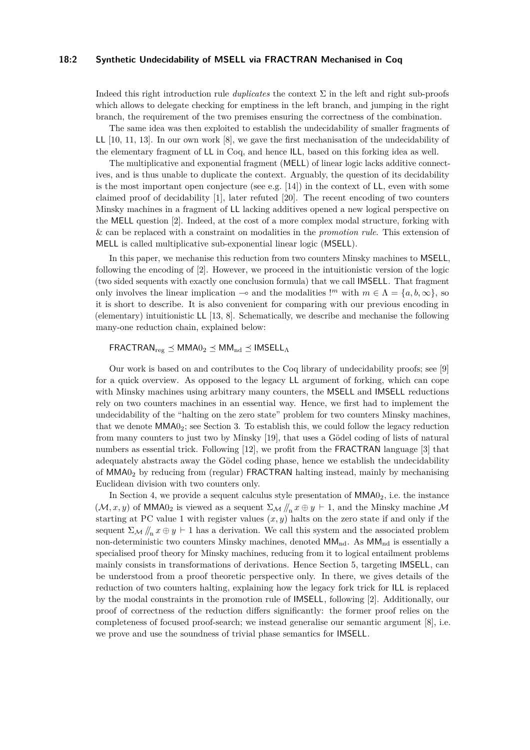Indeed this right introduction rule *duplicates* the context $\Sigma$ in the left and right sub-proofs which allows to delegate checking for emptiness in the left branch, and jumping in the right branch, the requirement of the two premises ensuring the correctness of the combination.

The same idea was then exploited to establish the undecidability of smaller fragments of LL [10, 11, 13]. In our own work [8], we gave the first mechanisation of the undecidability of the elementary fragment of LL in Coq, and hence ILL, based on this forking idea as well.

The multiplicative and exponential fragment (MELL) of linear logic lacks additive connectives, and is thus unable to duplicate the context. Arguably, the question of its decidability is the most important open conjecture (see e.g. [14]) in the context of LL, even with some claimed proof of decidability [1], later refuted [20]. The recent encoding of two counters Minsky machines in a fragment of LL lacking additives opened a new logical perspective on the MELL question [2]. Indeed, at the cost of a more complex modal structure, forking with & can be replaced with a constraint on modalities in the *promotion rule.* This extension of MELL is called multiplicative sub-exponential linear logic (MSELL).

In this paper, we mechanise this reduction from two counters Minsky machines to MSELL, following the encoding of [2]. However, we proceed in the intuitionistic version of the logic (two sided sequents with exactly one conclusion formula) that we call IMSELL. That fragment only involves the linear implication $\multimap$ and the modalities $!^m$ with $m \in \Lambda = \{a, b, \infty\}$, so it is short to describe. It is also convenient for comparing with our previous encoding in (elementary) intuitionistic LL [13, 8]. Schematically, we describe and mechanise the following many-one reduction chain, explained below:

$$\mathsf{FRACTRAN}_{\mathrm{reg}} \preceq \mathsf{MMA0}_2 \preceq \mathsf{MM}_{\mathrm{nd}} \preceq \mathsf{IMSELL}_\Lambda$$

Our work is based on and contributes to the Coq library of undecidability proofs; see [9] for a quick overview. As opposed to the legacy LL argument of forking, which can cope with Minsky machines using arbitrary many counters, the MSELL and IMSELL reductions rely on two counters machines in an essential way. Hence, we first had to implement the undecidability of the "halting on the zero state" problem for two counters Minsky machines, that we denote $\mathsf{MMA0}_2$; see Section 3. To establish this, we could follow the legacy reduction from many counters to just two by Minsky [19], that uses a Gödel coding of lists of natural numbers as essential trick. Following [12], we profit from the FRACTRAN language [3] that adequately abstracts away the Gödel coding phase, hence we establish the undecidability of $\mathsf{MMA0}_2$ by reducing from (regular) FRACTRAN halting instead, mainly by mechanising Euclidean division with two counters only.

In Section 4, we provide a sequent calculus style presentation of $\mathsf{MMA0}_2$, i.e. the instance $(\mathcal{M}, x, y)$ of $\mathsf{MMA0}_2$ is viewed as a sequent $\Sigma_\mathcal{M} /\!\!/_{\mathrm{n}}\, x \oplus y \vdash 1$, and the Minsky machine $\mathcal{M}$ starting at PC value 1 with register values $(x, y)$ halts on the zero state if and only if the sequent $\Sigma_\mathcal{M} /\!\!/_{\mathrm{n}}\, x \oplus y \vdash 1$ has a derivation. We call this system and the associated problem non-deterministic two counters Minsky machines, denoted $\mathsf{MM}_{\mathrm{nd}}$. As $\mathsf{MM}_{\mathrm{nd}}$ is essentially a specialised proof theory for Minsky machines, reducing from it to logical entailment problems mainly consists in transformations of derivations. Hence Section 5, targeting IMSELL, can be understood from a proof theoretic perspective only. In there, we gives details of the reduction of two counters halting, explaining how the legacy fork trick for ILL is replaced by the modal constraints in the promotion rule of IMSELL, following [2]. Additionally, our proof of correctness of the reduction differs significantly: the former proof relies on the completeness of focused proof-search; we instead generalise our semantic argument [8], i.e. we prove and use the soundness of trivial phase semantics for IMSELL.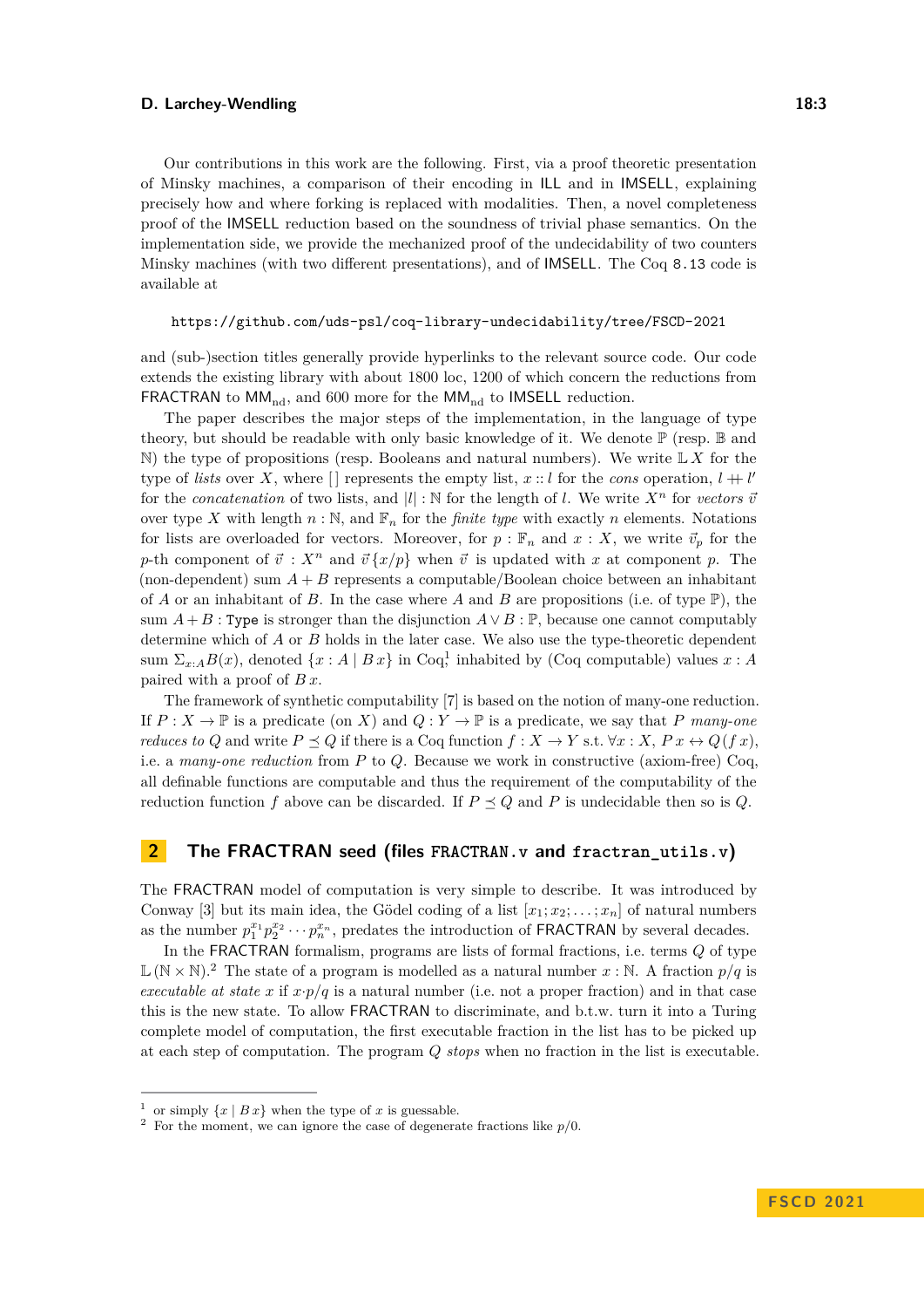Our contributions in this work are the following. First, via a proof theoretic presentation of Minsky machines, a comparison of their encoding in ILL and in IMSELL, explaining precisely how and where forking is replaced with modalities. Then, a novel completeness proof of the IMSELL reduction based on the soundness of trivial phase semantics. On the implementation side, we provide the mechanized proof of the undecidability of two counters Minsky machines (with two different presentations), and of IMSELL. The Coq 8.13 code is available at

https://github.com/uds-psl/coq-library-undecidability/tree/FSCD-2021

and (sub-)section titles generally provide hyperlinks to the relevant source code. Our code extends the existing library with about 1800 loc, 1200 of which concern the reductions from FRACTRAN to $\mathsf{MM}_{\mathrm{nd}}$, and 600 more for the $\mathsf{MM}_{\mathrm{nd}}$ to IMSELL reduction.

The paper describes the major steps of the implementation, in the language of type theory, but should be readable with only basic knowledge of it. We denote $\mathbb{P}$ (resp. $\mathbb{B}$ and $\mathbb{N}$) the type of propositions (resp. Booleans and natural numbers). We write $\mathbb{L}\,X$ for the type of *lists* over $X$, where $[\,]$ represents the empty list, $x :: l$ for the *cons* operation, $l +\!\!+ l'$ for the *concatenation* of two lists, and $|l| : \mathbb{N}$ for the length of $l$. We write $X^n$ for *vectors* $\vec{v}$ over type $X$ with length $n : \mathbb{N}$, and $\mathbb{F}_n$ for the *finite type* with exactly $n$ elements. Notations for lists are overloaded for vectors. Moreover, for $p : \mathbb{F}_n$ and $x : X$, we write $\vec{v}_p$ for the $p$-th component of $\vec{v} : X^n$ and $\vec{v}\{x/p\}$ when $\vec{v}$ is updated with $x$ at component $p$. The (non-dependent) sum $A + B$ represents a computable/Boolean choice between an inhabitant of $A$ or an inhabitant of $B$. In the case where $A$ and $B$ are propositions (i.e. of type $\mathbb{P}$), the sum $A + B : \mathtt{Type}$ is stronger than the disjunction $A \vee B : \mathbb{P}$, because one cannot computably determine which of $A$ or $B$ holds in the later case. We also use the type-theoretic dependent sum $\Sigma_{x:A} B(x)$, denoted $\{x : A \mid B\,x\}$ in Coq,[1] inhabited by (Coq computable) values $x : A$ paired with a proof of $B\,x$.

The framework of synthetic computability [7] is based on the notion of many-one reduction. If $P : X \to \mathbb{P}$ is a predicate (on $X$) and $Q : Y \to \mathbb{P}$ is a predicate, we say that $P$ *many-one reduces to* $Q$ and write $P \preceq Q$ if there is a Coq function $f : X \to Y$ s.t. $\forall x : X,\ P\,x \leftrightarrow Q\,(f\,x)$, i.e. a *many-one reduction* from $P$ to $Q$. Because we work in constructive (axiom-free) Coq, all definable functions are computable and thus the requirement of the computability of the reduction function $f$ above can be discarded. If $P \preceq Q$ and $P$ is undecidable then so is $Q$.

## 2 The FRACTRAN seed (files `FRACTRAN.v` and `fractran_utils.v`)

The FRACTRAN model of computation is very simple to describe. It was introduced by Conway [3] but its main idea, the Gödel coding of a list $[x_1; x_2; \ldots; x_n]$ of natural numbers as the number $p_1^{x_1} p_2^{x_2} \cdots p_n^{x_n}$, predates the introduction of FRACTRAN by several decades.

In the FRACTRAN formalism, programs are lists of formal fractions, i.e. terms $Q$ of type $\mathbb{L}\,(\mathbb{N} \times \mathbb{N})$.[2] The state of a program is modelled as a natural number $x : \mathbb{N}$. A fraction $p/q$ is *executable at state* $x$ if $x{\cdot}p/q$ is a natural number (i.e. not a proper fraction) and in that case this is the new state. To allow FRACTRAN to discriminate, and b.t.w. turn it into a Turing complete model of computation, the first executable fraction in the list has to be picked up at each step of computation. The program $Q$ *stops* when no fraction in the list is executable.

[1] or simply $\{x \mid B\,x\}$ when the type of $x$ is guessable.

[2] For the moment, we can ignore the case of degenerate fractions like $p/0$.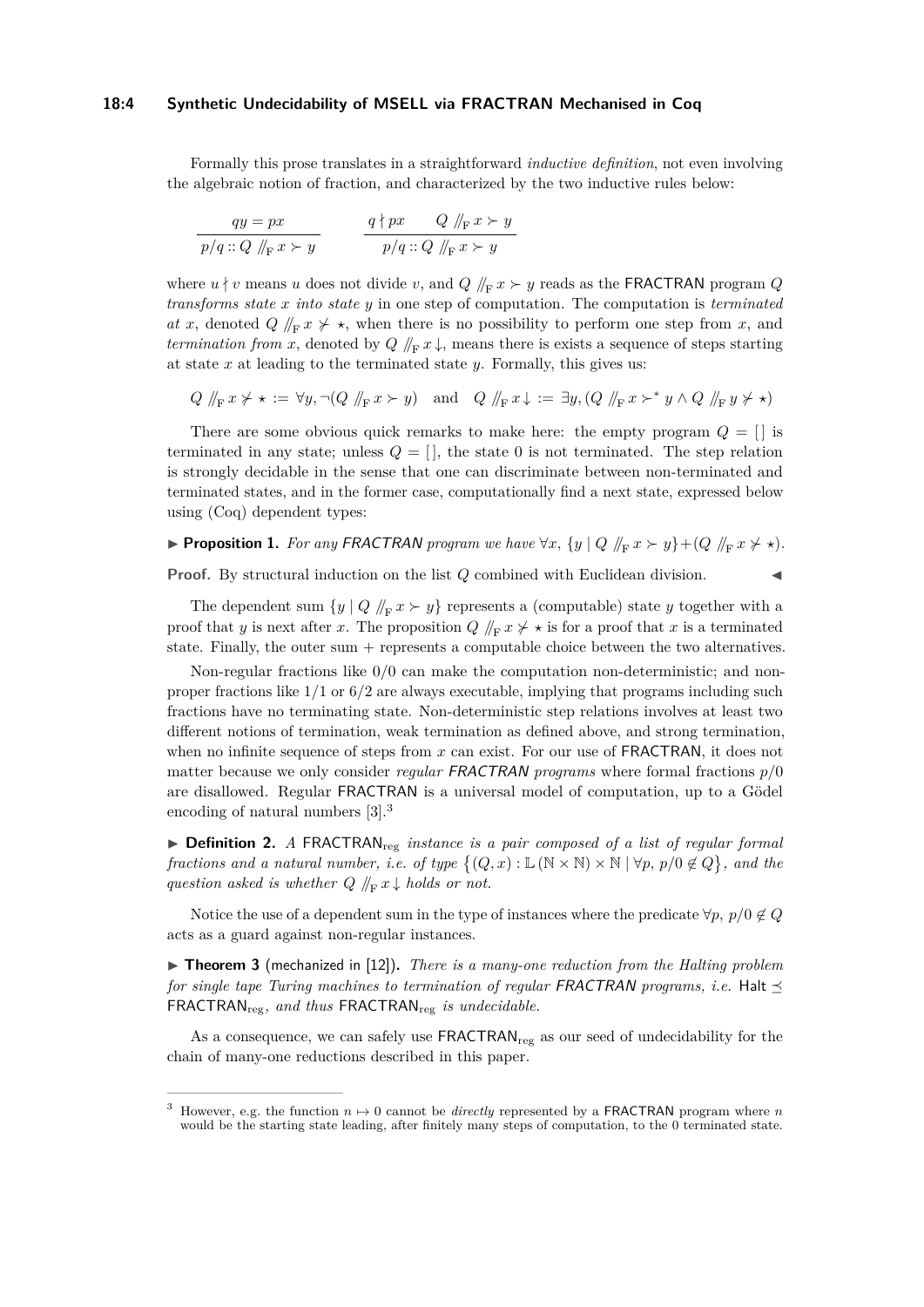Formally this prose translates in a straightforward *inductive definition*, not even involving the algebraic notion of fraction, and characterized by the two inductive rules below:

$$\frac{qy = px}{p/q :: Q \mathbin{/\!\!/_{\mathrm{F}}} x \succ y} \qquad \frac{q \nmid px \qquad Q \mathbin{/\!\!/_{\mathrm{F}}} x \succ y}{p/q :: Q \mathbin{/\!\!/_{\mathrm{F}}} x \succ y}$$

where $u \nmid v$ means $u$ does not divide $v$, and $Q \mathbin{/\!\!/_{\mathrm{F}}} x \succ y$ reads as the FRACTRAN program $Q$ *transforms state $x$ into state $y$* in one step of computation. The computation is *terminated at $x$*, denoted $Q \mathbin{/\!\!/_{\mathrm{F}}} x \not\succ \star$, when there is no possibility to perform one step from $x$, and *termination from $x$*, denoted by $Q \mathbin{/\!\!/_{\mathrm{F}}} x \downarrow$, means there is exists a sequence of steps starting at state $x$ at leading to the terminated state $y$. Formally, this gives us:

$$Q \mathbin{/\!\!/_{\mathrm{F}}} x \not\succ \star := \forall y, \neg(Q \mathbin{/\!\!/_{\mathrm{F}}} x \succ y) \quad \text{and} \quad Q \mathbin{/\!\!/_{\mathrm{F}}} x \downarrow := \exists y, (Q \mathbin{/\!\!/_{\mathrm{F}}} x \succ^* y \wedge Q \mathbin{/\!\!/_{\mathrm{F}}} y \not\succ \star)$$

There are some obvious quick remarks to make here: the empty program $Q = [\,]$ is terminated in any state; unless $Q = [\,]$, the state 0 is not terminated. The step relation is strongly decidable in the sense that one can discriminate between non-terminated and terminated states, and in the former case, computationally find a next state, expressed below using (Coq) dependent types:

▶ **Proposition 1.** *For any FRACTRAN program we have* $\forall x,\ \{y \mid Q \mathbin{/\!\!/_{\mathrm{F}}} x \succ y\} + (Q \mathbin{/\!\!/_{\mathrm{F}}} x \not\succ \star)$.

**Proof.** By structural induction on the list $Q$ combined with Euclidean division. ◀

The dependent sum $\{y \mid Q \mathbin{/\!\!/_{\mathrm{F}}} x \succ y\}$ represents a (computable) state $y$ together with a proof that $y$ is next after $x$. The proposition $Q \mathbin{/\!\!/_{\mathrm{F}}} x \not\succ \star$ is for a proof that $x$ is a terminated state. Finally, the outer sum $+$ represents a computable choice between the two alternatives.

Non-regular fractions like $0/0$ can make the computation non-deterministic; and non-proper fractions like $1/1$ or $6/2$ are always executable, implying that programs including such fractions have no terminating state. Non-deterministic step relations involves at least two different notions of termination, weak termination as defined above, and strong termination, when no infinite sequence of steps from $x$ can exist. For our use of FRACTRAN, it does not matter because we only consider *regular FRACTRAN programs* where formal fractions $p/0$ are disallowed. Regular FRACTRAN is a universal model of computation, up to a Gödel encoding of natural numbers [3].[3]

▶ **Definition 2.** *A* $\mathsf{FRACTRAN}_{\mathrm{reg}}$ *instance is a pair composed of a list of regular formal fractions and a natural number, i.e. of type* $\{(Q, x) : \mathbb{L}(\mathbb{N} \times \mathbb{N}) \times \mathbb{N} \mid \forall p,\ p/0 \notin Q\}$*, and the question asked is whether* $Q \mathbin{/\!\!/_{\mathrm{F}}} x \downarrow$ *holds or not.*

Notice the use of a dependent sum in the type of instances where the predicate $\forall p,\ p/0 \notin Q$ acts as a guard against non-regular instances.

▶ **Theorem 3** (mechanized in [12]). *There is a many-one reduction from the Halting problem for single tape Turing machines to termination of regular FRACTRAN programs, i.e.* $\mathsf{Halt} \preceq \mathsf{FRACTRAN}_{\mathrm{reg}}$*, and thus* $\mathsf{FRACTRAN}_{\mathrm{reg}}$ *is undecidable.*

As a consequence, we can safely use $\mathsf{FRACTRAN}_{\mathrm{reg}}$ as our seed of undecidability for the chain of many-one reductions described in this paper.

---

[3] However, e.g. the function $n \mapsto 0$ cannot be *directly* represented by a FRACTRAN program where $n$ would be the starting state leading, after finitely many steps of computation, to the 0 terminated state.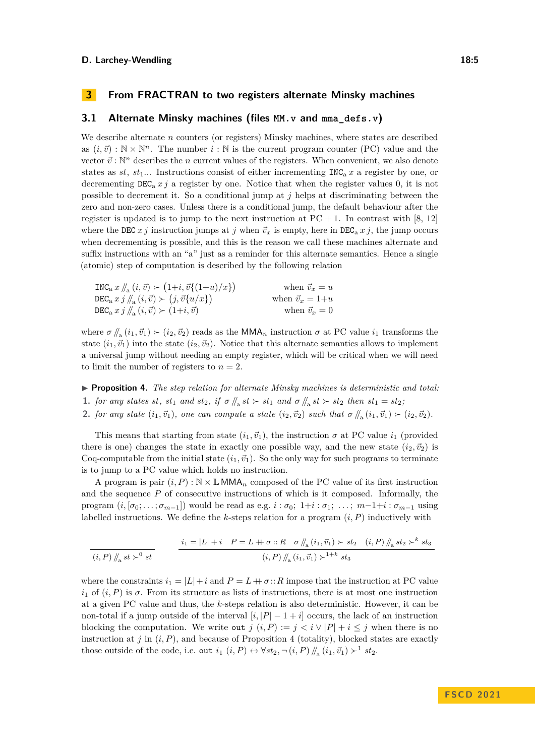## 3 From FRACTRAN to two registers alternate Minsky machines

### 3.1 Alternate Minsky machines (files MM.v and mma_defs.v)

We describe alternate $n$ counters (or registers) Minsky machines, where states are described as $(i, \vec{v}) : \mathbb{N} \times \mathbb{N}^n$. The number $i : \mathbb{N}$ is the current program counter (PC) value and the vector $\vec{v} : \mathbb{N}^n$ describes the $n$ current values of the registers. When convenient, we also denote states as $st$, $st_1$... Instructions consist of either incrementing $\texttt{INC}_\text{a}\, x$ a register by one, or decrementing $\texttt{DEC}_\text{a}\, x\, j$ a register by one. Notice that when the register values 0, it is not possible to decrement it. So a conditional jump at $j$ helps at discriminating between the zero and non-zero cases. Unless there is a conditional jump, the default behaviour after the register is updated is to jump to the next instruction at PC + 1. In contrast with [8, 12] where the $\texttt{DEC}\, x\, j$ instruction jumps at $j$ when $\vec{v}_x$ is empty, here in $\texttt{DEC}_\text{a}\, x\, j$, the jump occurs when decrementing is possible, and this is the reason we call these machines alternate and suffix instructions with an "a" just as a reminder for this alternate semantics. Hence a single (atomic) step of computation is described by the following relation

$$
\begin{array}{lr}
\texttt{INC}_\text{a}\, x \,/\!\!/_\text{a}\, (i, \vec{v}) \succ \big(1{+}i, \vec{v}\{(1{+}u)/x\}\big) & \text{when } \vec{v}_x = u \\
\texttt{DEC}_\text{a}\, x\, j \,/\!\!/_\text{a}\, (i, \vec{v}) \succ \big(j, \vec{v}\{u/x\}\big) & \text{when } \vec{v}_x = 1{+}u \\
\texttt{DEC}_\text{a}\, x\, j \,/\!\!/_\text{a}\, (i, \vec{v}) \succ (1{+}i, \vec{v}) & \text{when } \vec{v}_x = 0
\end{array}
$$

where $\sigma \,/\!\!/_\text{a}\, (i_1, \vec{v}_1) \succ (i_2, \vec{v}_2)$ reads as the $\mathsf{MMA}_n$ instruction $\sigma$ at PC value $i_1$ transforms the state $(i_1, \vec{v}_1)$ into the state $(i_2, \vec{v}_2)$. Notice that this alternate semantics allows to implement a universal jump without needing an empty register, which will be critical when we will need to limit the number of registers to $n = 2$.

▶ **Proposition 4.** *The step relation for alternate Minsky machines is deterministic and total:*

1. *for any states $st$, $st_1$ and $st_2$, if $\sigma \,/\!\!/_\text{a}\, st \succ st_1$ and $\sigma \,/\!\!/_\text{a}\, st \succ st_2$ then $st_1 = st_2$;*
2. *for any state $(i_1, \vec{v}_1)$, one can compute a state $(i_2, \vec{v}_2)$ such that $\sigma \,/\!\!/_\text{a}\, (i_1, \vec{v}_1) \succ (i_2, \vec{v}_2)$.*

This means that starting from state $(i_1, \vec{v}_1)$, the instruction $\sigma$ at PC value $i_1$ (provided there is one) changes the state in exactly one possible way, and the new state $(i_2, \vec{v}_2)$ is Coq-computable from the initial state $(i_1, \vec{v}_1)$. So the only way for such programs to terminate is to jump to a PC value which holds no instruction.

A program is pair $(i, P) : \mathbb{N} \times \mathbb{L}\,\mathsf{MMA}_n$ composed of the PC value of its first instruction and the sequence $P$ of consecutive instructions of which is it composed. Informally, the program $(i, [\sigma_0; \ldots; \sigma_{m-1}])$ would be read as e.g. $i : \sigma_0;\ 1{+}i : \sigma_1;\ \ldots;\ m{-}1{+}i : \sigma_{m-1}$ using labelled instructions. We define the $k$-steps relation for a program $(i, P)$ inductively with

$$
\frac{}{(i, P) \,/\!\!/_\text{a}\, st \succ^0 st}
\qquad
\frac{i_1 = |L| + i \quad P = L \mathbin{+\!\!+} \sigma :: R \quad \sigma \,/\!\!/_\text{a}\, (i_1, \vec{v}_1) \succ st_2 \quad (i, P) \,/\!\!/_\text{a}\, st_2 \succ^k st_3}{(i, P) \,/\!\!/_\text{a}\, (i_1, \vec{v}_1) \succ^{1+k} st_3}
$$

where the constraints $i_1 = |L| + i$ and $P = L \mathbin{+\!\!+} \sigma :: R$ impose that the instruction at PC value $i_1$ of $(i, P)$ is $\sigma$. From its structure as lists of instructions, there is at most one instruction at a given PC value and thus, the $k$-steps relation is also deterministic. However, it can be non-total if a jump outside of the interval $[i, |P| - 1 + i]$ occurs, the lack of an instruction blocking the computation. We write $\texttt{out}\ j\ (i, P) := j < i \vee |P| + i \leq j$ when there is no instruction at $j$ in $(i, P)$, and because of Proposition 4 (totality), blocked states are exactly those outside of the code, i.e. $\texttt{out}\ i_1\ (i, P) \leftrightarrow \forall st_2, \neg (i, P) \,/\!\!/_\text{a}\, (i_1, \vec{v}_1) \succ^1 st_2$.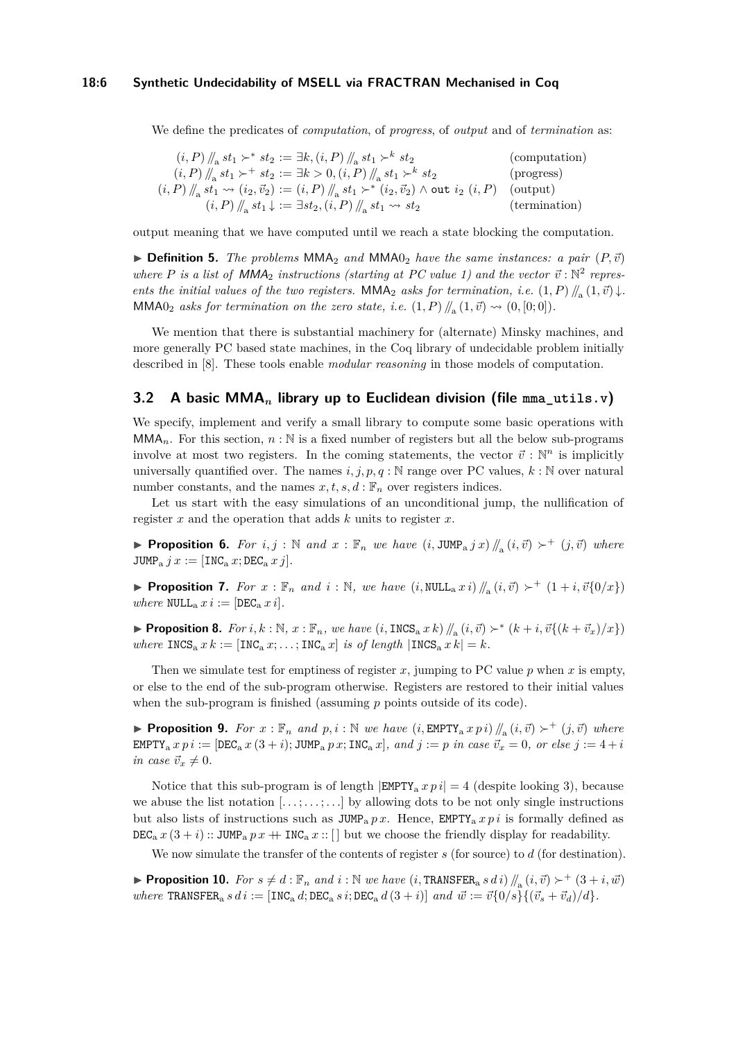We define the predicates of *computation*, of *progress*, of *output* and of *termination* as:

$$
\begin{array}{rll}
(i, P) \mathbin{/\!\!/_{\mathrm{a}}} st_1 \succ^* st_2 := \exists k, (i, P) \mathbin{/\!\!/_{\mathrm{a}}} st_1 \succ^k st_2 & & \text{(computation)} \\
(i, P) \mathbin{/\!\!/_{\mathrm{a}}} st_1 \succ^+ st_2 := \exists k > 0, (i, P) \mathbin{/\!\!/_{\mathrm{a}}} st_1 \succ^k st_2 & & \text{(progress)} \\
(i, P) \mathbin{/\!\!/_{\mathrm{a}}} st_1 \rightsquigarrow (i_2, \vec{v}_2) := (i, P) \mathbin{/\!\!/_{\mathrm{a}}} st_1 \succ^* (i_2, \vec{v}_2) \wedge \texttt{out}\ i_2\ (i, P) & & \text{(output)} \\
(i, P) \mathbin{/\!\!/_{\mathrm{a}}} st_1 \downarrow := \exists st_2, (i, P) \mathbin{/\!\!/_{\mathrm{a}}} st_1 \rightsquigarrow st_2 & & \text{(termination)}
\end{array}
$$

output meaning that we have computed until we reach a state blocking the computation.

▶ **Definition 5.** *The problems* $\mathsf{MMA}_2$ *and* $\mathsf{MMA0}_2$ *have the same instances: a pair* $(P, \vec{v})$ *where* $P$ *is a list of* $\mathit{MMA}_2$ *instructions (starting at PC value 1) and the vector* $\vec{v} : \mathbb{N}^2$ *represents the initial values of the two registers.* $\mathsf{MMA}_2$ *asks for termination, i.e.* $(1, P) \mathbin{/\!\!/_{\mathrm{a}}} (1, \vec{v}) \downarrow$*.* $\mathsf{MMA0}_2$ *asks for termination on the zero state, i.e.* $(1, P) \mathbin{/\!\!/_{\mathrm{a}}} (1, \vec{v}) \rightsquigarrow (0, [0; 0])$*.*

We mention that there is substantial machinery for (alternate) Minsky machines, and more generally PC based state machines, in the Coq library of undecidable problem initially described in [8]. These tools enable *modular reasoning* in those models of computation.

## 3.2 A basic $\mathsf{MMA}_n$ library up to Euclidean division (file `mma_utils.v`)

We specify, implement and verify a small library to compute some basic operations with $\mathsf{MMA}_n$. For this section, $n : \mathbb{N}$ is a fixed number of registers but all the below sub-programs involve at most two registers. In the coming statements, the vector $\vec{v} : \mathbb{N}^n$ is implicitly universally quantified over. The names $i, j, p, q : \mathbb{N}$ range over PC values, $k : \mathbb{N}$ over natural number constants, and the names $x, t, s, d : \mathbb{F}_n$ over registers indices.

Let us start with the easy simulations of an unconditional jump, the nullification of register $x$ and the operation that adds $k$ units to register $x$.

▶ **Proposition 6.** *For* $i, j : \mathbb{N}$ *and* $x : \mathbb{F}_n$ *we have* $(i, \mathtt{JUMP}_{\mathrm{a}}\, j\, x) \mathbin{/\!\!/_{\mathrm{a}}} (i, \vec{v}) \succ^+ (j, \vec{v})$ *where* $\mathtt{JUMP}_{\mathrm{a}}\, j\, x := [\mathtt{INC}_{\mathrm{a}}\, x; \mathtt{DEC}_{\mathrm{a}}\, x\, j]$*.*

▶ **Proposition 7.** *For* $x : \mathbb{F}_n$ *and* $i : \mathbb{N}$*, we have* $(i, \mathtt{NULL}_{\mathrm{a}}\, x\, i) \mathbin{/\!\!/_{\mathrm{a}}} (i, \vec{v}) \succ^+ (1 + i, \vec{v}\{0/x\})$ *where* $\mathtt{NULL}_{\mathrm{a}}\, x\, i := [\mathtt{DEC}_{\mathrm{a}}\, x\, i]$*.*

▶ **Proposition 8.** *For* $i, k : \mathbb{N}$*,* $x : \mathbb{F}_n$*, we have* $(i, \mathtt{INCS}_{\mathrm{a}}\, x\, k) \mathbin{/\!\!/_{\mathrm{a}}} (i, \vec{v}) \succ^* (k + i, \vec{v}\{(k + \vec{v}_x)/x\})$ *where* $\mathtt{INCS}_{\mathrm{a}}\, x\, k := [\mathtt{INC}_{\mathrm{a}}\, x; \ldots; \mathtt{INC}_{\mathrm{a}}\, x]$ *is of length* $|\mathtt{INCS}_{\mathrm{a}}\, x\, k| = k$*.*

Then we simulate test for emptiness of register $x$, jumping to PC value $p$ when $x$ is empty, or else to the end of the sub-program otherwise. Registers are restored to their initial values when the sub-program is finished (assuming $p$ points outside of its code).

▶ **Proposition 9.** *For* $x : \mathbb{F}_n$ *and* $p, i : \mathbb{N}$ *we have* $(i, \mathtt{EMPTY}_{\mathrm{a}}\, x\, p\, i) \mathbin{/\!\!/_{\mathrm{a}}} (i, \vec{v}) \succ^+ (j, \vec{v})$ *where* $\mathtt{EMPTY}_{\mathrm{a}}\, x\, p\, i := [\mathtt{DEC}_{\mathrm{a}}\, x\, (3 + i); \mathtt{JUMP}_{\mathrm{a}}\, p\, x; \mathtt{INC}_{\mathrm{a}}\, x]$*, and* $j := p$ *in case* $\vec{v}_x = 0$*, or else* $j := 4 + i$ *in case* $\vec{v}_x \neq 0$*.*

Notice that this sub-program is of length $|\mathtt{EMPTY}_{\mathrm{a}}\, x\, p\, i| = 4$ (despite looking 3), because we abuse the list notation $[\ldots; \ldots; \ldots]$ by allowing dots to be not only single instructions but also lists of instructions such as $\mathtt{JUMP}_{\mathrm{a}}\, p\, x$. Hence, $\mathtt{EMPTY}_{\mathrm{a}}\, x\, p\, i$ is formally defined as $\mathtt{DEC}_{\mathrm{a}}\, x\, (3 + i) :: \mathtt{JUMP}_{\mathrm{a}}\, p\, x \mathbin{+\!\!+} \mathtt{INC}_{\mathrm{a}}\, x :: [\,]$ but we choose the friendly display for readability.

We now simulate the transfer of the contents of register $s$ (for source) to $d$ (for destination).

▶ **Proposition 10.** *For* $s \neq d : \mathbb{F}_n$ *and* $i : \mathbb{N}$ *we have* $(i, \mathtt{TRANSFER}_{\mathrm{a}}\, s\, d\, i) \mathbin{/\!\!/_{\mathrm{a}}} (i, \vec{v}) \succ^+ (3 + i, \vec{w})$ *where* $\mathtt{TRANSFER}_{\mathrm{a}}\, s\, d\, i := [\mathtt{INC}_{\mathrm{a}}\, d; \mathtt{DEC}_{\mathrm{a}}\, s\, i; \mathtt{DEC}_{\mathrm{a}}\, d\, (3 + i)]$ *and* $\vec{w} := \vec{v}\{0/s\}\{(\vec{v}_s + \vec{v}_d)/d\}$*.*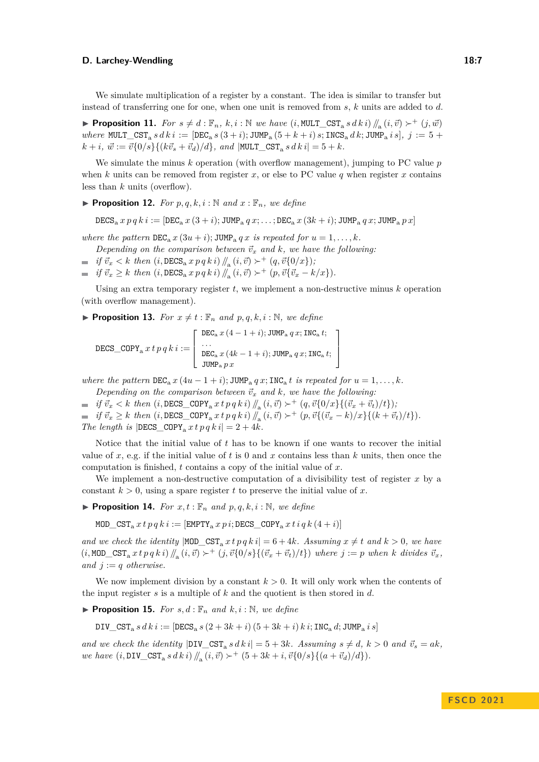We simulate multiplication of a register by a constant. The idea is similar to transfer but instead of transferring one for one, when one unit is removed from $s$, $k$ units are added to $d$.

▶ **Proposition 11.** *For* $s \neq d : \mathbb{F}_n$*,* $k, i : \mathbb{N}$ *we have* $(i, \texttt{MULT\_CST}_\text{a}\, s\, d\, k\, i) \,/\!\!/_\text{a}\, (i, \vec{v}) \succ^+ (j, \vec{w})$ *where* $\texttt{MULT\_CST}_\text{a}\, s\, d\, k\, i := [\texttt{DEC}_\text{a}\, s\,(3+i); \texttt{JUMP}_\text{a}\,(5+k+i)\, s; \texttt{INCS}_\text{a}\, d\, k; \texttt{JUMP}_\text{a}\, i\, s]$*,* $j := 5 + k + i$*,* $\vec{w} := \vec{v}\{0/s\}\{(k\vec{v}_s + \vec{v}_d)/d\}$*, and* $|\texttt{MULT\_CST}_\text{a}\, s\, d\, k\, i| = 5 + k$*.*

We simulate the minus $k$ operation (with overflow management), jumping to PC value $p$ when $k$ units can be removed from register $x$, or else to PC value $q$ when register $x$ contains less than $k$ units (overflow).

▶ **Proposition 12.** *For* $p, q, k, i : \mathbb{N}$ *and* $x : \mathbb{F}_n$*, we define*

$$\texttt{DECS}_\text{a}\, x\, p\, q\, k\, i := [\texttt{DEC}_\text{a}\, x\,(3+i); \texttt{JUMP}_\text{a}\, q\, x; \ldots; \texttt{DEC}_\text{a}\, x\,(3k+i); \texttt{JUMP}_\text{a}\, q\, x; \texttt{JUMP}_\text{a}\, p\, x]$$

*where the pattern* $\texttt{DEC}_\text{a}\, x\,(3u+i); \texttt{JUMP}_\text{a}\, q\, x$ *is repeated for* $u = 1, \ldots, k$*.*

*Depending on the comparison between* $\vec{v}_x$ *and* $k$*, we have the following:*

- *if* $\vec{v}_x < k$ *then* $(i, \texttt{DECS}_\text{a}\, x\, p\, q\, k\, i) \,/\!\!/_\text{a}\, (i, \vec{v}) \succ^+ (q, \vec{v}\{0/x\})$*;*
- *if* $\vec{v}_x \geq k$ *then* $(i, \texttt{DECS}_\text{a}\, x\, p\, q\, k\, i) \,/\!\!/_\text{a}\, (i, \vec{v}) \succ^+ (p, \vec{v}\{\vec{v}_x - k/x\})$*.*

Using an extra temporary register $t$, we implement a non-destructive minus $k$ operation (with overflow management).

▶ **Proposition 13.** *For* $x \neq t : \mathbb{F}_n$ *and* $p, q, k, i : \mathbb{N}$*, we define*

$$\texttt{DECS\_COPY}_\text{a}\, x\, t\, p\, q\, k\, i := \left[\begin{array}{l} \texttt{DEC}_\text{a}\, x\,(4-1+i); \texttt{JUMP}_\text{a}\, q\, x; \texttt{INC}_\text{a}\, t; \\ \ldots \\ \texttt{DEC}_\text{a}\, x\,(4k-1+i); \texttt{JUMP}_\text{a}\, q\, x; \texttt{INC}_\text{a}\, t; \\ \texttt{JUMP}_\text{a}\, p\, x \end{array}\right]$$

*where the pattern* $\texttt{DEC}_\text{a}\, x\,(4u-1+i); \texttt{JUMP}_\text{a}\, q\, x; \texttt{INC}_\text{a}\, t$ *is repeated for* $u = 1, \ldots, k$*.*

*Depending on the comparison between* $\vec{v}_x$ *and* $k$*, we have the following:*

- *if* $\vec{v}_x < k$ *then* $(i, \texttt{DECS\_COPY}_\text{a}\, x\, t\, p\, q\, k\, i) \,/\!\!/_\text{a}\, (i, \vec{v}) \succ^+ (q, \vec{v}\{0/x\}\{(\vec{v}_x + \vec{v}_t)/t\})$*;*
- *if* $\vec{v}_x \geq k$ *then* $(i, \texttt{DECS\_COPY}_\text{a}\, x\, t\, p\, q\, k\, i) \,/\!\!/_\text{a}\, (i, \vec{v}) \succ^+ (p, \vec{v}\{(\vec{v}_x - k)/x\}\{(k + \vec{v}_t)/t\})$*.*

*The length is* $|\texttt{DECS\_COPY}_\text{a}\, x\, t\, p\, q\, k\, i| = 2 + 4k$*.*

Notice that the initial value of $t$ has to be known if one wants to recover the initial value of $x$, e.g. if the initial value of $t$ is 0 and $x$ contains less than $k$ units, then once the computation is finished, $t$ contains a copy of the initial value of $x$.

We implement a non-destructive computation of a divisibility test of register $x$ by a constant $k > 0$, using a spare register $t$ to preserve the initial value of $x$.

▶ **Proposition 14.** *For* $x, t : \mathbb{F}_n$ *and* $p, q, k, i : \mathbb{N}$*, we define*

$$\texttt{MOD\_CST}_\text{a}\, x\, t\, p\, q\, k\, i := [\texttt{EMPTY}_\text{a}\, x\, p\, i; \texttt{DECS\_COPY}_\text{a}\, x\, t\, i\, q\, k\,(4+i)]$$

*and we check the identity* $|\texttt{MOD\_CST}_\text{a}\, x\, t\, p\, q\, k\, i| = 6 + 4k$*. Assuming* $x \neq t$ *and* $k > 0$*, we have* $(i, \texttt{MOD\_CST}_\text{a}\, x\, t\, p\, q\, k\, i) \,/\!\!/_\text{a}\, (i, \vec{v}) \succ^+ (j, \vec{v}\{0/s\}\{(\vec{v}_x + \vec{v}_t)/t\})$ *where* $j := p$ *when* $k$ *divides* $\vec{v}_x$*, and* $j := q$ *otherwise.*

We now implement division by a constant $k > 0$. It will only work when the contents of the input register $s$ is a multiple of $k$ and the quotient is then stored in $d$.

▶ **Proposition 15.** *For* $s, d : \mathbb{F}_n$ *and* $k, i : \mathbb{N}$*, we define*

$$\texttt{DIV\_CST}_\text{a}\, s\, d\, k\, i := [\texttt{DECS}_\text{a}\, s\,(2+3k+i)\,(5+3k+i)\, k\, i; \texttt{INC}_\text{a}\, d; \texttt{JUMP}_\text{a}\, i\, s]$$

*and we check the identity* $|\texttt{DIV\_CST}_\text{a}\, s\, d\, k\, i| = 5 + 3k$*. Assuming* $s \neq d$*,* $k > 0$ *and* $\vec{v}_s = ak$*, we have* $(i, \texttt{DIV\_CST}_\text{a}\, s\, d\, k\, i) \,/\!\!/_\text{a}\, (i, \vec{v}) \succ^+ (5 + 3k + i, \vec{v}\{0/s\}\{(a + \vec{v}_d)/d\})$*.*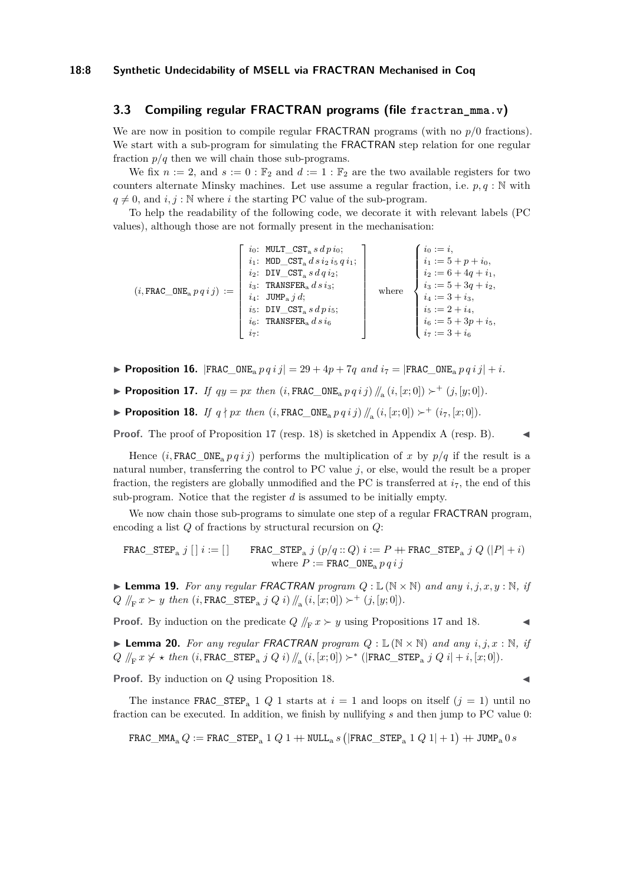### 3.3 Compiling regular FRACTRAN programs (file `fractran_mma.v`)

We are now in position to compile regular FRACTRAN programs (with no $p/0$ fractions). We start with a sub-program for simulating the FRACTRAN step relation for one regular fraction $p/q$ then we will chain those sub-programs.

We fix $n := 2$, and $s := 0 : \mathbb{F}_2$ and $d := 1 : \mathbb{F}_2$ are the two available registers for two counters alternate Minsky machines. Let use assume a regular fraction, i.e. $p, q : \mathbb{N}$ with $q \neq 0$, and $i, j : \mathbb{N}$ where $i$ the starting PC value of the sub-program.

To help the readability of the following code, we decorate it with relevant labels (PC values), although those are not formally present in the mechanisation:

$$(i, \texttt{FRAC\_ONE}_\text{a}\, p\, q\, i\, j) := \begin{bmatrix} i_0\text{:}\ \texttt{MULT\_CST}_\text{a}\, s\, d\, p\, i_0; \\ i_1\text{:}\ \texttt{MOD\_CST}_\text{a}\, d\, s\, i_2\, i_5\, q\, i_1; \\ i_2\text{:}\ \texttt{DIV\_CST}_\text{a}\, s\, d\, q\, i_2; \\ i_3\text{:}\ \texttt{TRANSFER}_\text{a}\, d\, s\, i_3; \\ i_4\text{:}\ \texttt{JUMP}_\text{a}\, j\, d; \\ i_5\text{:}\ \texttt{DIV\_CST}_\text{a}\, s\, d\, p\, i_5; \\ i_6\text{:}\ \texttt{TRANSFER}_\text{a}\, d\, s\, i_6 \\ i_7\text{:} \end{bmatrix} \quad \text{where} \quad \begin{cases} i_0 := i, \\ i_1 := 5 + p + i_0, \\ i_2 := 6 + 4q + i_1, \\ i_3 := 5 + 3q + i_2, \\ i_4 := 3 + i_3, \\ i_5 := 2 + i_4, \\ i_6 := 5 + 3p + i_5, \\ i_7 := 3 + i_6 \end{cases}$$

▶ **Proposition 16.** $|\texttt{FRAC\_ONE}_\text{a}\, p\, q\, i\, j| = 29 + 4p + 7q$ *and* $i_7 = |\texttt{FRAC\_ONE}_\text{a}\, p\, q\, i\, j| + i$.

▶ **Proposition 17.** *If* $qy = px$ *then* $(i, \texttt{FRAC\_ONE}_\text{a}\, p\, q\, i\, j) \mathbin{/\!\!/_\text{a}} (i, [x; 0]) \succ^+ (j, [y; 0])$.

▶ **Proposition 18.** *If* $q \nmid px$ *then* $(i, \texttt{FRAC\_ONE}_\text{a}\, p\, q\, i\, j) \mathbin{/\!\!/_\text{a}} (i, [x; 0]) \succ^+ (i_7, [x; 0])$.

**Proof.** The proof of Proposition 17 (resp. 18) is sketched in Appendix A (resp. B). ◀

Hence $(i, \texttt{FRAC\_ONE}_\text{a}\, p\, q\, i\, j)$ performs the multiplication of $x$ by $p/q$ if the result is a natural number, transferring the control to PC value $j$, or else, would the result be a proper fraction, the registers are globally unmodified and the PC is transferred at $i_7$, the end of this sub-program. Notice that the register $d$ is assumed to be initially empty.

We now chain those sub-programs to simulate one step of a regular FRACTRAN program, encoding a list $Q$ of fractions by structural recursion on $Q$:

$$\texttt{FRAC\_STEP}_\text{a}\ j\ [\,]\ i := [\,] \qquad \texttt{FRAC\_STEP}_\text{a}\ j\ (p/q :: Q)\ i := P \mathbin{+\!\!+} \texttt{FRAC\_STEP}_\text{a}\ j\ Q\ (|P| + i)$$
$$\text{where } P := \texttt{FRAC\_ONE}_\text{a}\, p\, q\, i\, j$$

▶ **Lemma 19.** *For any regular FRACTRAN program* $Q : \mathbb{L}(\mathbb{N} \times \mathbb{N})$ *and any* $i, j, x, y : \mathbb{N}$*, if* $Q \mathbin{/\!\!/_\text{F}} x \succ y$ *then* $(i, \texttt{FRAC\_STEP}_\text{a}\ j\ Q\ i) \mathbin{/\!\!/_\text{a}} (i, [x; 0]) \succ^+ (j, [y; 0])$.

**Proof.** By induction on the predicate $Q \mathbin{/\!\!/_\text{F}} x \succ y$ using Propositions 17 and 18. ◀

▶ **Lemma 20.** *For any regular FRACTRAN program* $Q : \mathbb{L}(\mathbb{N} \times \mathbb{N})$ *and any* $i, j, x : \mathbb{N}$*, if* $Q \mathbin{/\!\!/_\text{F}} x \not\succ \star$ *then* $(i, \texttt{FRAC\_STEP}_\text{a}\ j\ Q\ i) \mathbin{/\!\!/_\text{a}} (i, [x; 0]) \succ^* (|\texttt{FRAC\_STEP}_\text{a}\ j\ Q\ i| + i, [x; 0])$.

**Proof.** By induction on $Q$ using Proposition 18. ◀

The instance $\texttt{FRAC\_STEP}_\text{a}\ 1\ Q\ 1$ starts at $i = 1$ and loops on itself ($j = 1$) until no fraction can be executed. In addition, we finish by nullifying $s$ and then jump to PC value 0:

$$\texttt{FRAC\_MMA}_\text{a}\, Q := \texttt{FRAC\_STEP}_\text{a}\ 1\ Q\ 1 \mathbin{+\!\!+} \texttt{NULL}_\text{a}\, s\, \big(|\texttt{FRAC\_STEP}_\text{a}\ 1\ Q\ 1| + 1\big) \mathbin{+\!\!+} \texttt{JUMP}_\text{a}\, 0\, s$$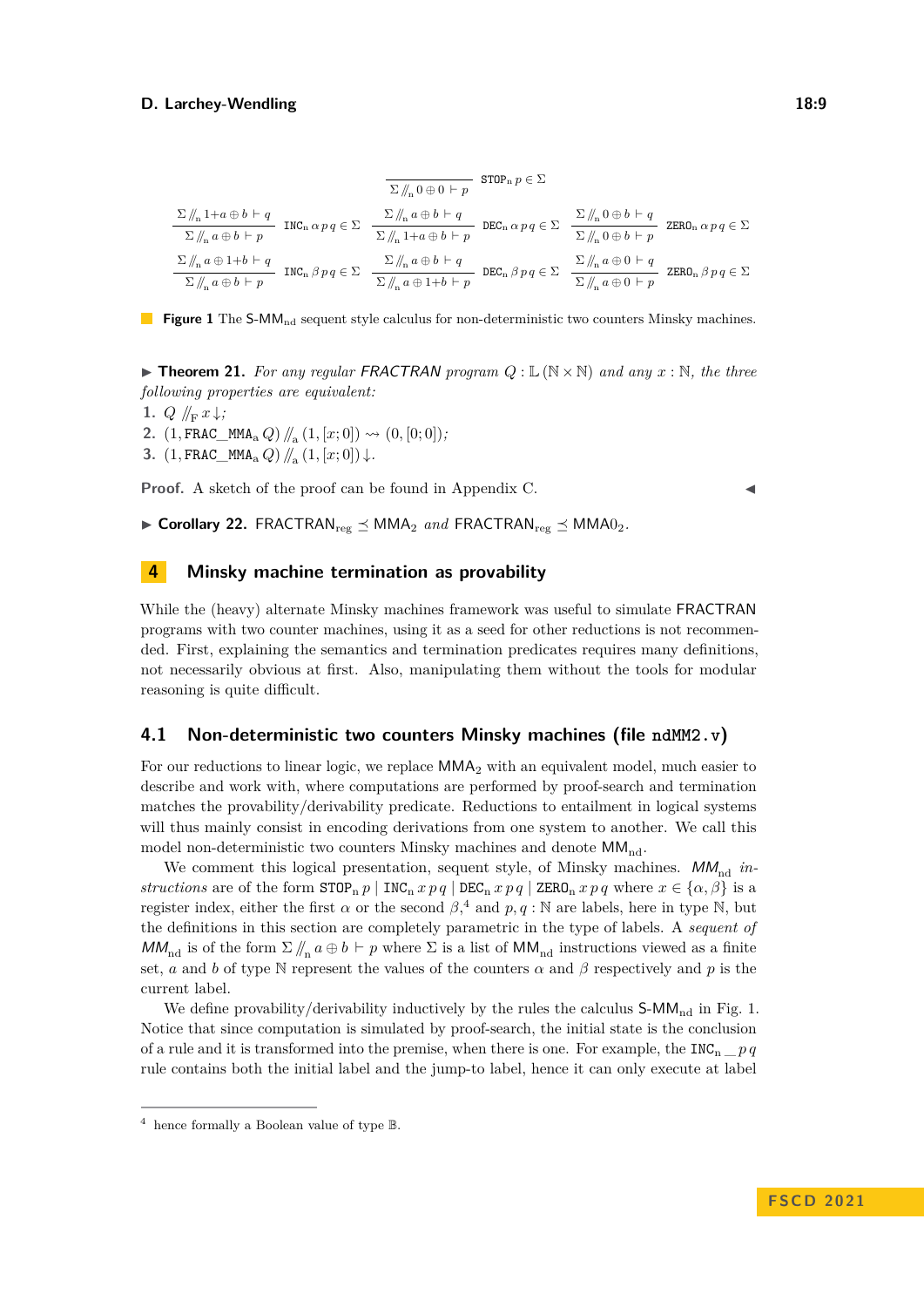$$\frac{}{\Sigma \,/\!\!/_{\mathrm{n}}\, 0 \oplus 0 \vdash p}\ \mathtt{STOP}_{\mathrm{n}}\, p \in \Sigma$$

$$\frac{\Sigma \,/\!\!/_{\mathrm{n}}\, 1{+}a \oplus b \vdash q}{\Sigma \,/\!\!/_{\mathrm{n}}\, a \oplus b \vdash p}\ \mathtt{INC}_{\mathrm{n}}\, \alpha\, p\, q \in \Sigma \qquad \frac{\Sigma \,/\!\!/_{\mathrm{n}}\, a \oplus b \vdash q}{\Sigma \,/\!\!/_{\mathrm{n}}\, 1{+}a \oplus b \vdash p}\ \mathtt{DEC}_{\mathrm{n}}\, \alpha\, p\, q \in \Sigma \qquad \frac{\Sigma \,/\!\!/_{\mathrm{n}}\, 0 \oplus b \vdash q}{\Sigma \,/\!\!/_{\mathrm{n}}\, 0 \oplus b \vdash p}\ \mathtt{ZERO}_{\mathrm{n}}\, \alpha\, p\, q \in \Sigma$$

$$\frac{\Sigma \,/\!\!/_{\mathrm{n}}\, a \oplus 1{+}b \vdash q}{\Sigma \,/\!\!/_{\mathrm{n}}\, a \oplus b \vdash p}\ \mathtt{INC}_{\mathrm{n}}\, \beta\, p\, q \in \Sigma \qquad \frac{\Sigma \,/\!\!/_{\mathrm{n}}\, a \oplus b \vdash q}{\Sigma \,/\!\!/_{\mathrm{n}}\, a \oplus 1{+}b \vdash p}\ \mathtt{DEC}_{\mathrm{n}}\, \beta\, p\, q \in \Sigma \qquad \frac{\Sigma \,/\!\!/_{\mathrm{n}}\, a \oplus 0 \vdash q}{\Sigma \,/\!\!/_{\mathrm{n}}\, a \oplus 0 \vdash p}\ \mathtt{ZERO}_{\mathrm{n}}\, \beta\, p\, q \in \Sigma$$

**Figure 1** The S-$\mathsf{MM}_{\mathrm{nd}}$ sequent style calculus for non-deterministic two counters Minsky machines.

▶ **Theorem 21.** *For any regular* FRACTRAN *program* $Q : \mathbb{L}(\mathbb{N}\times\mathbb{N})$ *and any* $x : \mathbb{N}$*, the three following properties are equivalent:*

1. $Q \,/\!\!/_{\mathrm{F}}\, x \downarrow$;
2. $(1, \mathtt{FRAC\_MMA}_{\mathrm{a}}\, Q) \,/\!\!/_{\mathrm{a}}\, (1, [x; 0]) \leadsto (0, [0; 0])$;
3. $(1, \mathtt{FRAC\_MMA}_{\mathrm{a}}\, Q) \,/\!\!/_{\mathrm{a}}\, (1, [x; 0]) \downarrow$.

**Proof.** A sketch of the proof can be found in Appendix C. ◀

▶ **Corollary 22.** $\mathsf{FRACTRAN}_{\mathrm{reg}} \preceq \mathsf{MMA}_2$ *and* $\mathsf{FRACTRAN}_{\mathrm{reg}} \preceq \mathsf{MMA0}_2$.

## 4 Minsky machine termination as provability

While the (heavy) alternate Minsky machines framework was useful to simulate FRACTRAN programs with two counter machines, using it as a seed for other reductions is not recommended. First, explaining the semantics and termination predicates requires many definitions, not necessarily obvious at first. Also, manipulating them without the tools for modular reasoning is quite difficult.

### 4.1 Non-deterministic two counters Minsky machines (file `ndMM2.v`)

For our reductions to linear logic, we replace $\mathsf{MMA}_2$ with an equivalent model, much easier to describe and work with, where computations are performed by proof-search and termination matches the provability/derivability predicate. Reductions to entailment in logical systems will thus mainly consist in encoding derivations from one system to another. We call this model non-deterministic two counters Minsky machines and denote $\mathsf{MM}_{\mathrm{nd}}$.

We comment this logical presentation, sequent style, of Minsky machines. $MM_{\mathrm{nd}}$ *instructions* are of the form $\mathtt{STOP}_{\mathrm{n}}\, p \mid \mathtt{INC}_{\mathrm{n}}\, x\, p\, q \mid \mathtt{DEC}_{\mathrm{n}}\, x\, p\, q \mid \mathtt{ZERO}_{\mathrm{n}}\, x\, p\, q$ where $x \in \{\alpha, \beta\}$ is a register index, either the first $\alpha$ or the second $\beta$,[4] and $p, q : \mathbb{N}$ are labels, here in type $\mathbb{N}$, but the definitions in this section are completely parametric in the type of labels. A *sequent of* $MM_{\mathrm{nd}}$ is of the form $\Sigma \,/\!\!/_{\mathrm{n}}\, a \oplus b \vdash p$ where $\Sigma$ is a list of $\mathsf{MM}_{\mathrm{nd}}$ instructions viewed as a finite set, $a$ and $b$ of type $\mathbb{N}$ represent the values of the counters $\alpha$ and $\beta$ respectively and $p$ is the current label.

We define provability/derivability inductively by the rules the calculus S-$\mathsf{MM}_{\mathrm{nd}}$ in Fig. 1. Notice that since computation is simulated by proof-search, the initial state is the conclusion of a rule and it is transformed into the premise, when there is one. For example, the $\mathtt{INC}_{\mathrm{n}}\, \_\, p\, q$ rule contains both the initial label and the jump-to label, hence it can only execute at label

[4] hence formally a Boolean value of type $\mathbb{B}$.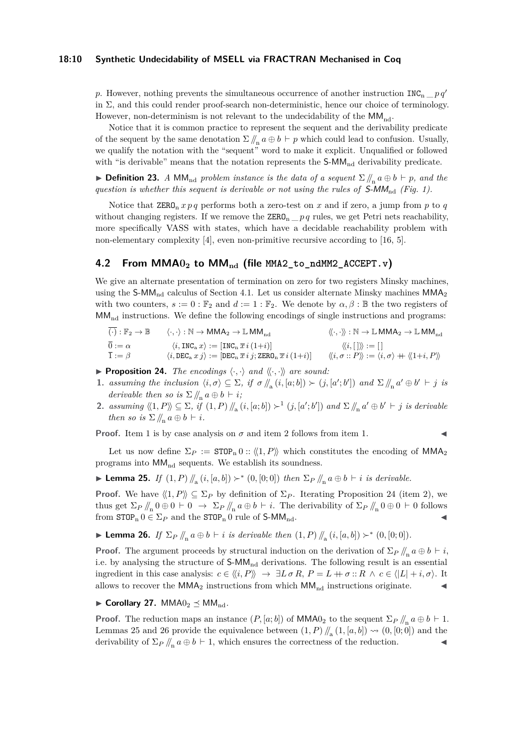$p$. However, nothing prevents the simultaneous occurrence of another instruction $\texttt{INC}_n\,\_\,p\,q'$ in $\Sigma$, and this could render proof-search non-deterministic, hence our choice of terminology. However, non-determinism is not relevant to the undecidability of the $\mathsf{MM}_{\text{nd}}$.

Notice that it is common practice to represent the sequent and the derivability predicate of the sequent by the same denotation $\Sigma \mathbin{/\!\!/_{n}} a \oplus b \vdash p$ which could lead to confusion. Usually, we qualify the notation with the "sequent" word to make it explicit. Unqualified or followed with "is derivable" means that the notation represents the $\mathsf{S\text{-}MM}_{\text{nd}}$ derivability predicate.

▶ **Definition 23.** *A $\mathsf{MM}_{\text{nd}}$ problem instance is the data of a sequent $\Sigma \mathbin{/\!\!/_{n}} a \oplus b \vdash p$, and the question is whether this sequent is derivable or not using the rules of $\mathsf{S\text{-}MM}_{\text{nd}}$ (Fig. 1).*

Notice that $\texttt{ZERO}_n\,x\,p\,q$ performs both a zero-test on $x$ and if zero, a jump from $p$ to $q$ without changing registers. If we remove the $\texttt{ZERO}_n\,\_\,p\,q$ rules, we get Petri nets reachability, more specifically VASS with states, which have a decidable reachability problem with non-elementary complexity [4], even non-primitive recursive according to [16, 5].

## 4.2 From $\mathsf{MMA0}_2$ to $\mathsf{MM}_{\text{nd}}$ (file `MMA2_to_ndMM2_ACCEPT.v`)

We give an alternate presentation of termination on zero for two registers Minsky machines, using the $\mathsf{S\text{-}MM}_{\text{nd}}$ calculus of Section 4.1. Let us consider alternate Minsky machines $\mathsf{MMA}_2$ with two counters, $s := 0 : \mathbb{F}_2$ and $d := 1 : \mathbb{F}_2$. We denote by $\alpha, \beta : \mathbb{B}$ the two registers of $\mathsf{MM}_{\text{nd}}$ instructions. We define the following encodings of single instructions and programs:

$$
\begin{array}{lll}
\overline{(\cdot)} : \mathbb{F}_2 \to \mathbb{B} & \langle \cdot, \cdot \rangle : \mathbb{N} \to \mathsf{MMA}_2 \to \mathbb{L}\,\mathsf{MM}_{\text{nd}} & \langle\!\langle \cdot, \cdot \rangle\!\rangle : \mathbb{N} \to \mathbb{L}\,\mathsf{MMA}_2 \to \mathbb{L}\,\mathsf{MM}_{\text{nd}} \\
\overline{0} := \alpha & \langle i, \texttt{INC}_a\,x \rangle := [\texttt{INC}_n\,\overline{x}\,i\,(1{+}i)] & \langle\!\langle i, [\,] \rangle\!\rangle := [\,] \\
\overline{1} := \beta & \langle i, \texttt{DEC}_a\,x\,j \rangle := [\texttt{DEC}_n\,\overline{x}\,i\,j; \texttt{ZERO}_n\,\overline{x}\,i\,(1{+}i)] & \langle\!\langle i, \sigma :: P \rangle\!\rangle := \langle i, \sigma \rangle \mathbin{+\!\!+} \langle\!\langle 1{+}i, P \rangle\!\rangle
\end{array}
$$

▶ **Proposition 24.** *The encodings $\langle \cdot, \cdot \rangle$ and $\langle\!\langle \cdot, \cdot \rangle\!\rangle$ are sound:*

1. *assuming the inclusion $\langle i, \sigma \rangle \subseteq \Sigma$, if $\sigma \mathbin{/\!\!/_{a}} (i, [a; b]) \succ (j, [a'; b'])$ and $\Sigma \mathbin{/\!\!/_{n}} a' \oplus b' \vdash j$ is derivable then so is $\Sigma \mathbin{/\!\!/_{n}} a \oplus b \vdash i$;*
2. *assuming $\langle\!\langle 1, P \rangle\!\rangle \subseteq \Sigma$, if $(1, P) \mathbin{/\!\!/_{a}} (i, [a; b]) \succ^1 (j, [a'; b'])$ and $\Sigma \mathbin{/\!\!/_{n}} a' \oplus b' \vdash j$ is derivable then so is $\Sigma \mathbin{/\!\!/_{n}} a \oplus b \vdash i$.*

**Proof.** Item 1 is by case analysis on $\sigma$ and item 2 follows from item 1. ◀

Let us now define $\Sigma_P := \texttt{STOP}_n\,0 :: \langle\!\langle 1, P \rangle\!\rangle$ which constitutes the encoding of $\mathsf{MMA}_2$ programs into $\mathsf{MM}_{\text{nd}}$ sequents. We establish its soundness.

▶ **Lemma 25.** *If $(1, P) \mathbin{/\!\!/_{a}} (i, [a, b]) \succ^* (0, [0; 0])$ then $\Sigma_P \mathbin{/\!\!/_{n}} a \oplus b \vdash i$ is derivable.*

**Proof.** We have $\langle\!\langle 1, P \rangle\!\rangle \subseteq \Sigma_P$ by definition of $\Sigma_P$. Iterating Proposition 24 (item 2), we thus get $\Sigma_P \mathbin{/\!\!/_{n}} 0 \oplus 0 \vdash 0 \;\to\; \Sigma_P \mathbin{/\!\!/_{n}} a \oplus b \vdash i$. The derivability of $\Sigma_P \mathbin{/\!\!/_{n}} 0 \oplus 0 \vdash 0$ follows from $\texttt{STOP}_n\,0 \in \Sigma_P$ and the $\texttt{STOP}_n\,0$ rule of $\mathsf{S\text{-}MM}_{\text{nd}}$. ◀

▶ **Lemma 26.** *If $\Sigma_P \mathbin{/\!\!/_{n}} a \oplus b \vdash i$ is derivable then $(1, P) \mathbin{/\!\!/_{a}} (i, [a, b]) \succ^* (0, [0; 0])$.*

**Proof.** The argument proceeds by structural induction on the derivation of $\Sigma_P \mathbin{/\!\!/_{n}} a \oplus b \vdash i$, i.e. by analysing the structure of $\mathsf{S\text{-}MM}_{\text{nd}}$ derivations. The following result is an essential ingredient in this case analysis: $c \in \langle\!\langle i, P \rangle\!\rangle \;\to\; \exists L\,\sigma\,R,\; P = L \mathbin{+\!\!+} \sigma :: R \;\wedge\; c \in \langle |L| + i, \sigma \rangle$. It allows to recover the $\mathsf{MMA}_2$ instructions from which $\mathsf{MM}_{\text{nd}}$ instructions originate. ◀

▶ **Corollary 27.** $\mathsf{MMA0}_2 \preceq \mathsf{MM}_{\text{nd}}$.

**Proof.** The reduction maps an instance $(P, [a; b])$ of $\mathsf{MMA0}_2$ to the sequent $\Sigma_P \mathbin{/\!\!/_{n}} a \oplus b \vdash 1$. Lemmas 25 and 26 provide the equivalence between $(1, P) \mathbin{/\!\!/_{a}} (1, [a, b]) \rightsquigarrow (0, [0; 0])$ and the derivability of $\Sigma_P \mathbin{/\!\!/_{n}} a \oplus b \vdash 1$, which ensures the correctness of the reduction. ◀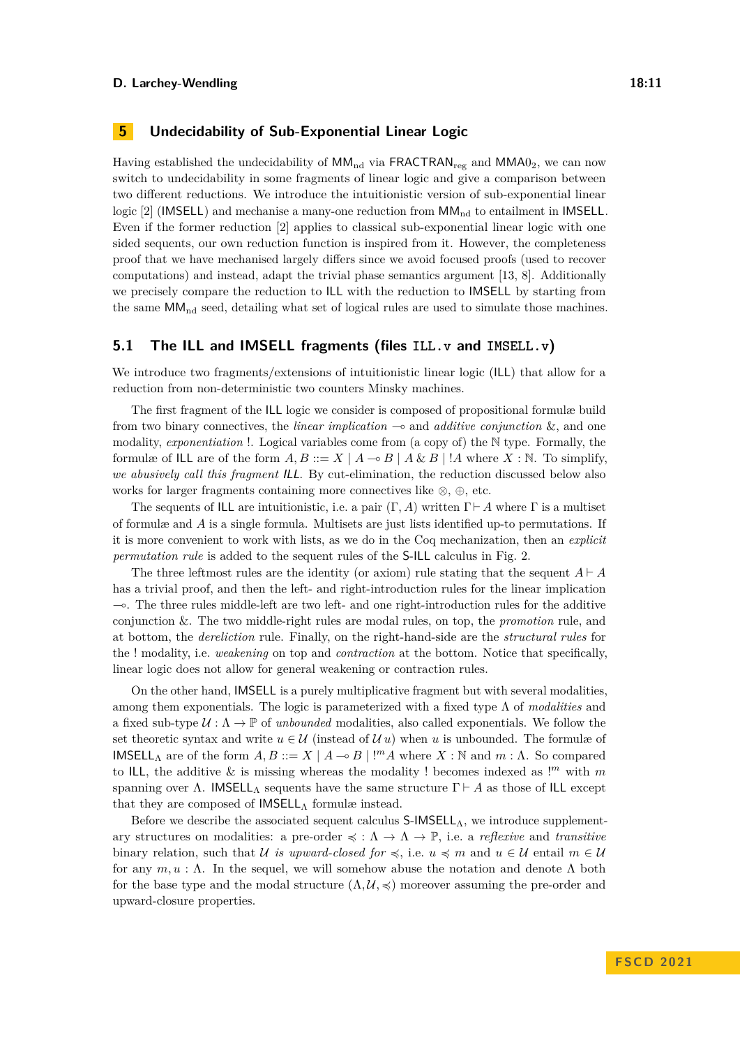## 5 Undecidability of Sub-Exponential Linear Logic

Having established the undecidability of $\mathsf{MM}_{\mathrm{nd}}$ via $\mathsf{FRACTRAN}_{\mathrm{reg}}$ and $\mathsf{MMA0}_2$, we can now switch to undecidability in some fragments of linear logic and give a comparison between two different reductions. We introduce the intuitionistic version of sub-exponential linear logic [2] (IMSELL) and mechanise a many-one reduction from $\mathsf{MM}_{\mathrm{nd}}$ to entailment in IMSELL. Even if the former reduction [2] applies to classical sub-exponential linear logic with one sided sequents, our own reduction function is inspired from it. However, the completeness proof that we have mechanised largely differs since we avoid focused proofs (used to recover computations) and instead, adapt the trivial phase semantics argument [13, 8]. Additionally we precisely compare the reduction to ILL with the reduction to IMSELL by starting from the same $\mathsf{MM}_{\mathrm{nd}}$ seed, detailing what set of logical rules are used to simulate those machines.

### 5.1 The ILL and IMSELL fragments (files `ILL.v` and `IMSELL.v`)

We introduce two fragments/extensions of intuitionistic linear logic (ILL) that allow for a reduction from non-deterministic two counters Minsky machines.

The first fragment of the ILL logic we consider is composed of propositional formulæ build from two binary connectives, the *linear implication* $\multimap$ and *additive conjunction* $\&$, and one modality, *exponentiation* $!$. Logical variables come from (a copy of) the $\mathbb{N}$ type. Formally, the formulæ of ILL are of the form $A, B ::= X \mid A \multimap B \mid A \,\&\, B \mid !A$ where $X : \mathbb{N}$. To simplify, *we abusively call this fragment ILL*. By cut-elimination, the reduction discussed below also works for larger fragments containing more connectives like $\otimes$, $\oplus$, etc.

The sequents of ILL are intuitionistic, i.e. a pair $(\Gamma, A)$ written $\Gamma \vdash A$ where $\Gamma$ is a multiset of formulæ and $A$ is a single formula. Multisets are just lists identified up-to permutations. If it is more convenient to work with lists, as we do in the Coq mechanization, then an *explicit permutation rule* is added to the sequent rules of the S-ILL calculus in Fig. 2.

The three leftmost rules are the identity (or axiom) rule stating that the sequent $A \vdash A$ has a trivial proof, and then the left- and right-introduction rules for the linear implication $\multimap$. The three rules middle-left are two left- and one right-introduction rules for the additive conjunction $\&$. The two middle-right rules are modal rules, on top, the *promotion* rule, and at bottom, the *dereliction* rule. Finally, on the right-hand-side are the *structural rules* for the $!$ modality, i.e. *weakening* on top and *contraction* at the bottom. Notice that specifically, linear logic does not allow for general weakening or contraction rules.

On the other hand, IMSELL is a purely multiplicatized fragment but with several modalities, among them exponentials. The logic is parameterized with a fixed type $\Lambda$ of *modalities* and a fixed sub-type $\mathcal{U} : \Lambda \to \mathbb{P}$ of *unbounded* modalities, also called exponentials. We follow the set theoretic syntax and write $u \in \mathcal{U}$ (instead of $\mathcal{U}\,u$) when $u$ is unbounded. The formulæ of $\mathsf{IMSELL}_\Lambda$ are of the form $A, B ::= X \mid A \multimap B \mid !^m A$ where $X : \mathbb{N}$ and $m : \Lambda$. So compared to ILL, the additive $\&$ is missing whereas the modality $!$ becomes indexed as $!^m$ with $m$ spanning over $\Lambda$. $\mathsf{IMSELL}_\Lambda$ sequents have the same structure $\Gamma \vdash A$ as those of ILL except that they are composed of $\mathsf{IMSELL}_\Lambda$ formulæ instead.

Before we describe the associated sequent calculus $\mathsf{S\text{-}IMSELL}_\Lambda$, we introduce supplementary structures on modalities: a pre-order $\preccurlyeq\, : \Lambda \to \Lambda \to \mathbb{P}$, i.e. a *reflexive* and *transitive* binary relation, such that $\mathcal{U}$ *is upward-closed for* $\preccurlyeq$, i.e. $u \preccurlyeq m$ and $u \in \mathcal{U}$ entail $m \in \mathcal{U}$ for any $m, u : \Lambda$. In the sequel, we will somehow abuse the notation and denote $\Lambda$ both for the base type and the modal structure $(\Lambda, \mathcal{U}, \preccurlyeq)$ moreover assuming the pre-order and upward-closure properties.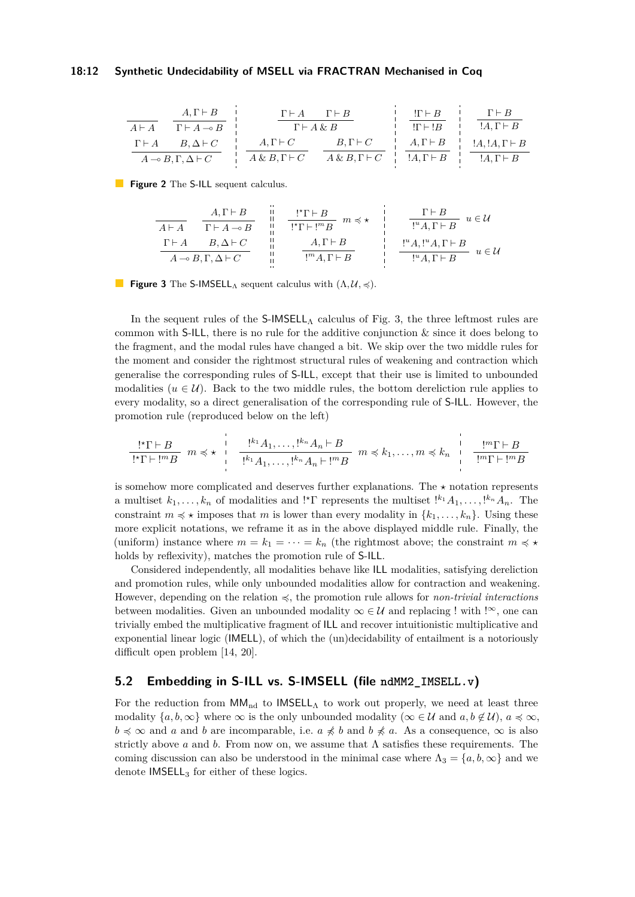$$
\frac{}{A \vdash A} \quad \frac{A, \Gamma \vdash B}{\Gamma \vdash A \multimap B} \quad \Bigg| \quad \frac{\Gamma \vdash A \quad \Gamma \vdash B}{\Gamma \vdash A \,\&\, B} \quad \Bigg| \quad \frac{!\Gamma \vdash B}{!\Gamma \vdash !B} \quad \Bigg| \quad \frac{\Gamma \vdash B}{!A, \Gamma \vdash B}
$$

$$
\frac{\Gamma \vdash A \quad B, \Delta \vdash C}{A \multimap B, \Gamma, \Delta \vdash C} \quad \Bigg| \quad \frac{A, \Gamma \vdash C}{A \,\&\, B, \Gamma \vdash C} \quad \frac{B, \Gamma \vdash C}{A \,\&\, B, \Gamma \vdash C} \quad \Bigg| \quad \frac{A, \Gamma \vdash B}{!A, \Gamma \vdash B} \quad \Bigg| \quad \frac{!A, !A, \Gamma \vdash B}{!A, \Gamma \vdash B}
$$

**Figure 2** The S-ILL sequent calculus.

$$
\frac{}{A \vdash A} \quad \frac{A, \Gamma \vdash B}{\Gamma \vdash A \multimap B} \quad \Bigg\| \quad \frac{!^\star\Gamma \vdash B}{!^\star\Gamma \vdash !^m B}\ m \preccurlyeq \star \quad \Bigg| \quad \frac{\Gamma \vdash B}{!^u A, \Gamma \vdash B}\ u \in \mathcal{U}
$$

$$
\frac{\Gamma \vdash A \quad B, \Delta \vdash C}{A \multimap B, \Gamma, \Delta \vdash C} \quad \Bigg\| \quad \frac{A, \Gamma \vdash B}{!^m A, \Gamma \vdash B} \quad \Bigg| \quad \frac{!^u A, !^u A, \Gamma \vdash B}{!^u A, \Gamma \vdash B}\ u \in \mathcal{U}
$$

**Figure 3** The S-IMSELL$_\Lambda$ sequent calculus with $(\Lambda, \mathcal{U}, \preccurlyeq)$.

In the sequent rules of the S-IMSELL$_\Lambda$ calculus of Fig. 3, the three leftmost rules are common with S-ILL, there is no rule for the additive conjunction & since it does belong to the fragment, and the modal rules have changed a bit. We skip over the two middle rules for the moment and consider the rightmost structural rules of weakening and contraction which generalise the corresponding rules of S-ILL, except that their use is limited to unbounded modalities ($u \in \mathcal{U}$). Back to the two middle rules, the bottom dereliction rule applies to every modality, so a direct generalisation of the corresponding rule of S-ILL. However, the promotion rule (reproduced below on the left)

$$
\frac{!^\star\Gamma \vdash B}{!^\star\Gamma \vdash !^m B}\ m \preccurlyeq \star \quad \Bigg| \quad \frac{!^{k_1}A_1, \dots, !^{k_n}A_n \vdash B}{!^{k_1}A_1, \dots, !^{k_n}A_n \vdash !^m B}\ m \preccurlyeq k_1, \dots, m \preccurlyeq k_n \quad \Bigg| \quad \frac{!^m\Gamma \vdash B}{!^m\Gamma \vdash !^m B}
$$

is somehow more complicated and deserves further explanations. The $\star$ notation represents a multiset $k_1, \dots, k_n$ of modalities and $!^\star\Gamma$ represents the multiset $!^{k_1}A_1, \dots, !^{k_n}A_n$. The constraint $m \preccurlyeq \star$ imposes that $m$ is lower than every modality in $\{k_1, \dots, k_n\}$. Using these more explicit notations, we reframe it as in the above displayed middle rule. Finally, the (uniform) instance where $m = k_1 = \dots = k_n$ (the rightmost above; the constraint $m \preccurlyeq \star$ holds by reflexivity), matches the promotion rule of S-ILL.

Considered independently, all modalities behave like ILL modalities, satisfying dereliction and promotion rules, while only unbounded modalities allow for contraction and weakening. However, depending on the relation $\preccurlyeq$, the promotion rule allows for *non-trivial interactions* between modalities. Given an unbounded modality $\infty \in \mathcal{U}$ and replacing ! with $!^\infty$, one can trivially embed the multiplicative fragment of ILL and recover intuitionistic multiplicative and exponential linear logic (IMELL), of which the (un)decidability of entailment is a notoriously difficult open problem [14, 20].

## 5.2 Embedding in S-ILL vs. S-IMSELL (file `ndMM2_IMSELL.v`)

For the reduction from MM$_{\text{nd}}$ to IMSELL$_\Lambda$ to work out properly, we need at least three modality $\{a, b, \infty\}$ where $\infty$ is the only unbounded modality ($\infty \in \mathcal{U}$ and $a, b \notin \mathcal{U}$), $a \preccurlyeq \infty$, $b \preccurlyeq \infty$ and $a$ and $b$ are incomparable, i.e. $a \not\preccurlyeq b$ and $b \not\preccurlyeq a$. As a consequence, $\infty$ is also strictly above $a$ and $b$. From now on, we assume that $\Lambda$ satisfies these requirements. The coming discussion can also be understood in the minimal case where $\Lambda_3 = \{a, b, \infty\}$ and we denote IMSELL$_3$ for either of these logics.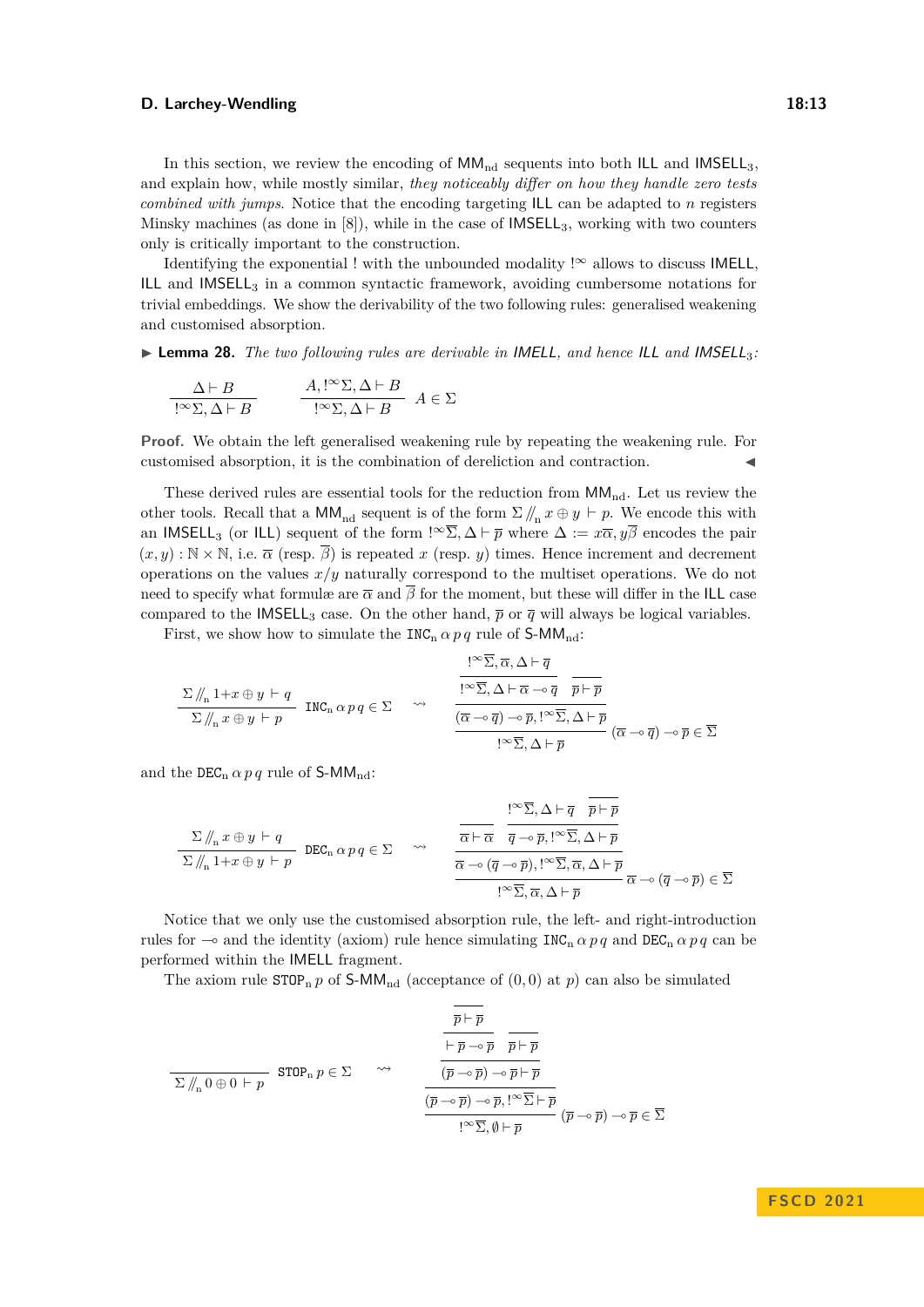In this section, we review the encoding of $\mathsf{MM}_{\mathrm{nd}}$ sequents into both $\mathsf{ILL}$ and $\mathsf{IMSELL}_3$, and explain how, while mostly similar, *they noticeably differ on how they handle zero tests combined with jumps*. Notice that the encoding targeting $\mathsf{ILL}$ can be adapted to $n$ registers Minsky machines (as done in [8]), while in the case of $\mathsf{IMSELL}_3$, working with two counters only is critically important to the construction.

Identifying the exponential ! with the unbounded modality $!^\infty$ allows to discuss $\mathsf{IMELL}$, $\mathsf{ILL}$ and $\mathsf{IMSELL}_3$ in a common syntactic framework, avoiding cumbersome notations for trivial embeddings. We show the derivability of the two following rules: generalised weakening and customised absorption.

▶ **Lemma 28.** *The two following rules are derivable in* $\mathsf{IMELL}$*, and hence* $\mathsf{ILL}$ *and* $\mathsf{IMSELL}_3$*:*

$$\frac{\Delta \vdash B}{!^\infty\Sigma, \Delta \vdash B} \qquad \frac{A, !^\infty\Sigma, \Delta \vdash B}{!^\infty\Sigma, \Delta \vdash B}\ A \in \Sigma$$

**Proof.** We obtain the left generalised weakening rule by repeating the weakening rule. For customised absorption, it is the combination of dereliction and contraction. ◀

These derived rules are essential tools for the reduction from $\mathsf{MM}_{\mathrm{nd}}$. Let us review the other tools. Recall that a $\mathsf{MM}_{\mathrm{nd}}$ sequent is of the form $\Sigma /\!\!/_{\mathrm{n}}\, x \oplus y \vdash p$. We encode this with an $\mathsf{IMSELL}_3$ (or $\mathsf{ILL}$) sequent of the form $!^\infty\overline{\Sigma}, \Delta \vdash \overline{p}$ where $\Delta := x\overline{\alpha}, y\overline{\beta}$ encodes the pair $(x, y) : \mathbb{N} \times \mathbb{N}$, i.e. $\overline{\alpha}$ (resp. $\overline{\beta}$) is repeated $x$ (resp. $y$) times. Hence increment and decrement operations on the values $x/y$ naturally correspond to the multiset operations. We do not need to specify what formulæ are $\overline{\alpha}$ and $\overline{\beta}$ for the moment, but these will differ in the $\mathsf{ILL}$ case compared to the $\mathsf{IMSELL}_3$ case. On the other hand, $\overline{p}$ or $\overline{q}$ will always be logical variables.

First, we show how to simulate the $\mathtt{INC_n}\,\alpha\,p\,q$ rule of $\mathsf{S}\text{-}\mathsf{MM}_{\mathrm{nd}}$:

$$\frac{\Sigma /\!\!/_{\mathrm{n}}\, 1{+}x \oplus y \vdash q}{\Sigma /\!\!/_{\mathrm{n}}\, x \oplus y \vdash p}\ \mathtt{INC_n}\,\alpha\,p\,q \in \Sigma \quad \rightsquigarrow \quad \dfrac{\dfrac{\dfrac{!^\infty\overline{\Sigma}, \overline{\alpha}, \Delta \vdash \overline{q}}{!^\infty\overline{\Sigma}, \Delta \vdash \overline{\alpha} \multimap \overline{q}} \quad \overline{\overline{p} \vdash \overline{p}}}{(\overline{\alpha} \multimap \overline{q}) \multimap \overline{p}, !^\infty\overline{\Sigma}, \Delta \vdash \overline{p}}}{!^\infty\overline{\Sigma}, \Delta \vdash \overline{p}}\ (\overline{\alpha} \multimap \overline{q}) \multimap \overline{p} \in \overline{\Sigma}$$

and the $\mathtt{DEC_n}\,\alpha\,p\,q$ rule of $\mathsf{S}\text{-}\mathsf{MM}_{\mathrm{nd}}$:

$$\frac{\Sigma /\!\!/_{\mathrm{n}}\, x \oplus y \vdash q}{\Sigma /\!\!/_{\mathrm{n}}\, 1{+}x \oplus y \vdash p}\ \mathtt{DEC_n}\,\alpha\,p\,q \in \Sigma \quad \rightsquigarrow \quad \dfrac{\dfrac{\overline{\overline{\alpha} \vdash \overline{\alpha}} \quad \dfrac{!^\infty\overline{\Sigma}, \Delta \vdash \overline{q} \quad \overline{\overline{p} \vdash \overline{p}}}{\overline{q} \multimap \overline{p}, !^\infty\overline{\Sigma}, \Delta \vdash \overline{p}}}{\overline{\alpha} \multimap (\overline{q} \multimap \overline{p}), !^\infty\overline{\Sigma}, \overline{\alpha}, \Delta \vdash \overline{p}}}{!^\infty\overline{\Sigma}, \overline{\alpha}, \Delta \vdash \overline{p}}\ \overline{\alpha} \multimap (\overline{q} \multimap \overline{p}) \in \overline{\Sigma}$$

Notice that we only use the customised absorption rule, the left- and right-introduction rules for $\multimap$ and the identity (axiom) rule hence simulating $\mathtt{INC_n}\,\alpha\,p\,q$ and $\mathtt{DEC_n}\,\alpha\,p\,q$ can be performed within the $\mathsf{IMELL}$ fragment.

The axiom rule $\mathtt{STOP_n}\,p$ of $\mathsf{S}\text{-}\mathsf{MM}_{\mathrm{nd}}$ (acceptance of $(0,0)$ at $p$) can also be simulated

$$\frac{}{\Sigma /\!\!/_{\mathrm{n}}\, 0 \oplus 0 \vdash p}\ \mathtt{STOP_n}\,p \in \Sigma \quad \rightsquigarrow \quad \dfrac{\dfrac{\dfrac{\dfrac{\overline{\overline{p} \vdash \overline{p}}}{\vdash \overline{p} \multimap \overline{p}} \quad \overline{\overline{p} \vdash \overline{p}}}{(\overline{p} \multimap \overline{p}) \multimap \overline{p} \vdash \overline{p}}}{(\overline{p} \multimap \overline{p}) \multimap \overline{p}, !^\infty\overline{\Sigma} \vdash \overline{p}}}{!^\infty\overline{\Sigma}, \emptyset \vdash \overline{p}}\ (\overline{p} \multimap \overline{p}) \multimap \overline{p} \in \overline{\Sigma}$$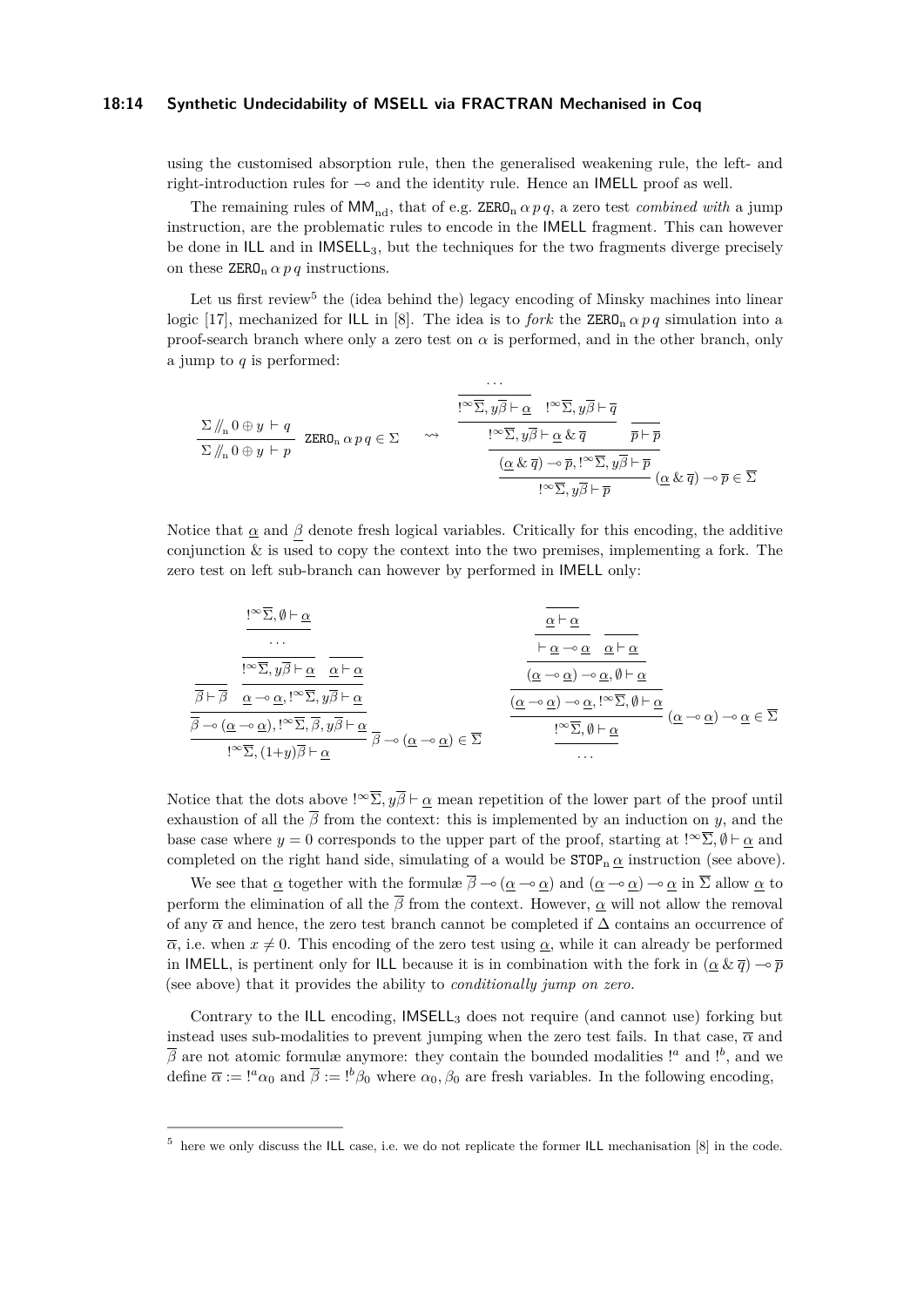using the customised absorption rule, then the generalised weakening rule, the left- and right-introduction rules for $\multimap$ and the identity rule. Hence an IMELL proof as well.

The remaining rules of $\mathsf{MM}_{\mathrm{nd}}$, that of e.g. $\mathtt{ZERO}_{\mathrm{n}}\,\alpha\,p\,q$, a zero test *combined with* a jump instruction, are the problematic rules to encode in the IMELL fragment. This can however be done in ILL and in $\mathsf{IMSELL}_3$, but the techniques for the two fragments diverge precisely on these $\mathtt{ZERO}_{\mathrm{n}}\,\alpha\,p\,q$ instructions.

Let us first review[5] the (idea behind the) legacy encoding of Minsky machines into linear logic [17], mechanized for ILL in [8]. The idea is to *fork* the $\mathtt{ZERO}_{\mathrm{n}}\,\alpha\,p\,q$ simulation into a proof-search branch where only a zero test on $\alpha$ is performed, and in the other branch, only a jump to $q$ is performed:

$$\frac{\Sigma\,/\!\!/_{\mathrm{n}}\,0 \oplus y \vdash q}{\Sigma\,/\!\!/_{\mathrm{n}}\,0 \oplus y \vdash p}\ \mathtt{ZERO}_{\mathrm{n}}\,\alpha\,p\,q \in \Sigma \quad \rightsquigarrow \quad \cfrac{\cfrac{\cfrac{\overset{\cdots}{\overline{!^{\infty}\overline{\Sigma}, y\overline{\beta} \vdash \underline{\alpha}}} \quad !^{\infty}\overline{\Sigma}, y\overline{\beta} \vdash \overline{q}}{!^{\infty}\overline{\Sigma}, y\overline{\beta} \vdash \underline{\alpha} \,\&\, \overline{q}} \quad \cfrac{}{\overline{p} \vdash \overline{p}}}{(\underline{\alpha} \,\&\, \overline{q}) \multimap \overline{p}, !^{\infty}\overline{\Sigma}, y\overline{\beta} \vdash \overline{p}}}{!^{\infty}\overline{\Sigma}, y\overline{\beta} \vdash \overline{p}}\ (\underline{\alpha} \,\&\, \overline{q}) \multimap \overline{p} \in \overline{\Sigma}$$

Notice that $\underline{\alpha}$ and $\underline{\beta}$ denote fresh logical variables. Critically for this encoding, the additive conjunction $\&$ is used to copy the context into the two premises, implementing a fork. The zero test on left sub-branch can however by performed in IMELL only:

$$\cfrac{\cfrac{}{\overline{\beta} \vdash \overline{\beta}} \quad \cfrac{\cfrac{\overset{!^{\infty}\overline{\Sigma}, \emptyset \vdash \underline{\alpha}}{\cdots}}{!^{\infty}\overline{\Sigma}, y\overline{\beta} \vdash \underline{\alpha}} \quad \cfrac{}{\underline{\alpha} \vdash \underline{\alpha}}}{\underline{\alpha} \multimap \underline{\alpha}, !^{\infty}\overline{\Sigma}, y\overline{\beta} \vdash \underline{\alpha}}}{\cfrac{\overline{\beta} \multimap (\underline{\alpha} \multimap \underline{\alpha}), !^{\infty}\overline{\Sigma}, \overline{\beta}, y\overline{\beta} \vdash \underline{\alpha}}{!^{\infty}\overline{\Sigma}, (1{+}y)\overline{\beta} \vdash \underline{\alpha}}\ \overline{\beta} \multimap (\underline{\alpha} \multimap \underline{\alpha}) \in \overline{\Sigma}} \qquad \cfrac{\cfrac{\cfrac{\cfrac{\cfrac{}{\underline{\alpha} \vdash \underline{\alpha}}}{\vdash \underline{\alpha} \multimap \underline{\alpha}} \quad \cfrac{}{\underline{\alpha} \vdash \underline{\alpha}}}{(\underline{\alpha} \multimap \underline{\alpha}) \multimap \underline{\alpha}, \emptyset \vdash \underline{\alpha}}}{(\underline{\alpha} \multimap \underline{\alpha}) \multimap \underline{\alpha}, !^{\infty}\overline{\Sigma}, \emptyset \vdash \underline{\alpha}}}{\underset{\cdots}{!^{\infty}\overline{\Sigma}, \emptyset \vdash \underline{\alpha}}}\ (\underline{\alpha} \multimap \underline{\alpha}) \multimap \underline{\alpha} \in \overline{\Sigma}$$

Notice that the dots above $!^{\infty}\overline{\Sigma}, y\overline{\beta} \vdash \underline{\alpha}$ mean repetition of the lower part of the proof until exhaustion of all the $\overline{\beta}$ from the context: this is implemented by an induction on $y$, and the base case where $y = 0$ corresponds to the upper part of the proof, starting at $!^{\infty}\overline{\Sigma}, \emptyset \vdash \underline{\alpha}$ and completed on the right hand side, simulating of a would be $\mathtt{STOP}_{\mathrm{n}}\,\underline{\alpha}$ instruction (see above).

We see that $\underline{\alpha}$ together with the formulæ $\overline{\beta} \multimap (\underline{\alpha} \multimap \underline{\alpha})$ and $(\underline{\alpha} \multimap \underline{\alpha}) \multimap \underline{\alpha}$ in $\overline{\Sigma}$ allow $\underline{\alpha}$ to perform the elimination of all the $\overline{\beta}$ from the context. However, $\underline{\alpha}$ will not allow the removal of any $\overline{\alpha}$ and hence, the zero test branch cannot be completed if $\Delta$ contains an occurrence of $\overline{\alpha}$, i.e. when $x \neq 0$. This encoding of the zero test using $\underline{\alpha}$, while it can already be performed in IMELL, is pertinent only for ILL because it is in combination with the fork in $(\underline{\alpha} \,\&\, \overline{q}) \multimap \overline{p}$ (see above) that it provides the ability to *conditionally jump on zero*.

Contrary to the ILL encoding, $\mathsf{IMSELL}_3$ does not require (and cannot use) forking but instead uses sub-modalities to prevent jumping when the zero test fails. In that case, $\overline{\alpha}$ and $\overline{\beta}$ are not atomic formulæ anymore: they contain the bounded modalities $!^{a}$ and $!^{b}$, and we define $\overline{\alpha} := !^{a}\alpha_0$ and $\overline{\beta} := !^{b}\beta_0$ where $\alpha_0, \beta_0$ are fresh variables. In the following encoding,

---

[5] here we only discuss the ILL case, i.e. we do not replicate the former ILL mechanisation [8] in the code.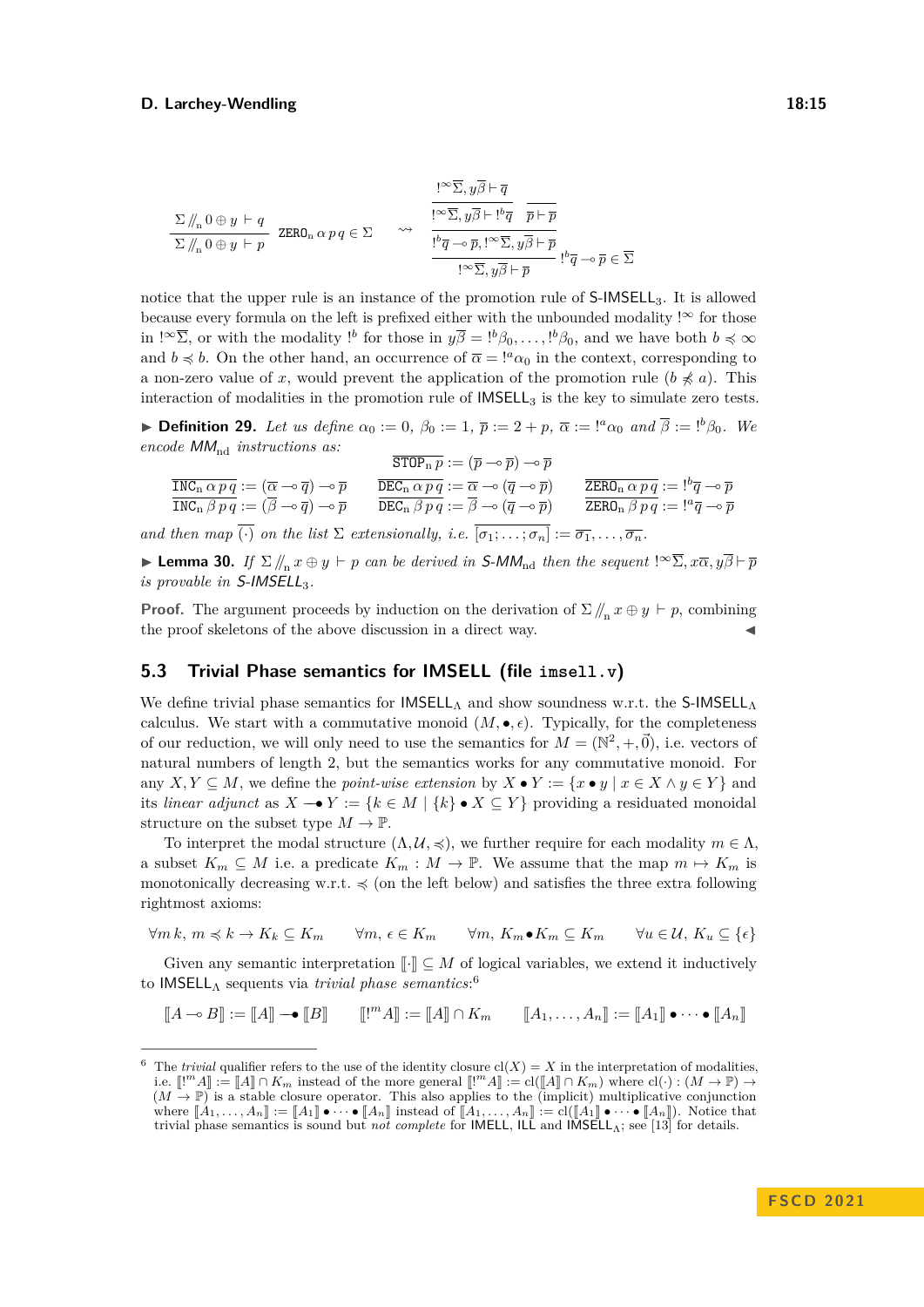$$\frac{\Sigma /\!/_{\mathrm{n}}\, 0 \oplus y \vdash q}{\Sigma /\!/_{\mathrm{n}}\, 0 \oplus y \vdash p}\ \mathtt{ZERO}_{\mathrm{n}}\,\alpha\, p\, q \in \Sigma \quad \rightsquigarrow \quad \dfrac{\dfrac{\dfrac{!^\infty\overline{\Sigma}, y\overline{\beta} \vdash \overline{q}}{!^\infty\overline{\Sigma}, y\overline{\beta} \vdash !^b\overline{q}} \quad \overline{\overline{p} \vdash \overline{p}}}{!^b\overline{q} \multimap \overline{p}, !^\infty\overline{\Sigma}, y\overline{\beta} \vdash \overline{p}}}{!^\infty\overline{\Sigma}, y\overline{\beta} \vdash \overline{p}}\ !^b\overline{q} \multimap \overline{p} \in \overline{\Sigma}$$

notice that the upper rule is an instance of the promotion rule of S-IMSELL$_3$. It is allowed because every formula on the left is prefixed either with the unbounded modality $!^\infty$ for those in $!^\infty\overline{\Sigma}$, or with the modality $!^b$ for those in $y\overline{\beta} = !^b\beta_0, \ldots, !^b\beta_0$, and we have both $b \preccurlyeq \infty$ and $b \preccurlyeq b$. On the other hand, an occurrence of $\overline{\alpha} = !^a\alpha_0$ in the context, corresponding to a non-zero value of $x$, would prevent the application of the promotion rule ($b \not\preccurlyeq a$). This interaction of modalities in the promotion rule of IMSELL$_3$ is the key to simulate zero tests.

▶ **Definition 29.** *Let us define $\alpha_0 := 0$, $\beta_0 := 1$, $\overline{p} := 2 + p$, $\overline{\alpha} := !^a\alpha_0$ and $\overline{\beta} := !^b\beta_0$. We encode $MM_{\mathrm{nd}}$ instructions as:*

$$\overline{\mathtt{STOP}_{\mathrm{n}}\,p} := (\overline{p} \multimap \overline{p}) \multimap \overline{p}$$

$$\overline{\mathtt{INC}_{\mathrm{n}}\,\alpha\,p\,q} := (\overline{\alpha} \multimap \overline{q}) \multimap \overline{p} \qquad \overline{\mathtt{DEC}_{\mathrm{n}}\,\alpha\,p\,q} := \overline{\alpha} \multimap (\overline{q} \multimap \overline{p}) \qquad \overline{\mathtt{ZERO}_{\mathrm{n}}\,\alpha\,p\,q} := !^b\overline{q} \multimap \overline{p}$$

$$\overline{\mathtt{INC}_{\mathrm{n}}\,\beta\,p\,q} := (\overline{\beta} \multimap \overline{q}) \multimap \overline{p} \qquad \overline{\mathtt{DEC}_{\mathrm{n}}\,\beta\,p\,q} := \overline{\beta} \multimap (\overline{q} \multimap \overline{p}) \qquad \overline{\mathtt{ZERO}_{\mathrm{n}}\,\beta\,p\,q} := !^a\overline{q} \multimap \overline{p}$$

*and then map $\overline{(\cdot)}$ on the list $\Sigma$ extensionally, i.e. $\overline{[\sigma_1; \ldots; \sigma_n]} := \overline{\sigma_1}, \ldots, \overline{\sigma_n}$.*

▶ **Lemma 30.** *If $\Sigma /\!/_{\mathrm{n}}\, x \oplus y \vdash p$ can be derived in S-$MM_{\mathrm{nd}}$ then the sequent $!^\infty\overline{\Sigma}, x\overline{\alpha}, y\overline{\beta} \vdash \overline{p}$ is provable in S-IMSELL$_3$.*

**Proof.** The argument proceeds by induction on the derivation of $\Sigma /\!/_{\mathrm{n}}\, x \oplus y \vdash p$, combining the proof skeletons of the above discussion in a direct way. ◀

## 5.3 Trivial Phase semantics for IMSELL (file `imsell.v`)

We define trivial phase semantics for IMSELL$_\Lambda$ and show soundness w.r.t. the S-IMSELL$_\Lambda$ calculus. We start with a commutative monoid $(M, \bullet, \epsilon)$. Typically, for the completeness of our reduction, we will only need to use the semantics for $M = (\mathbb{N}^2, +, \vec{0})$, i.e. vectors of natural numbers of length 2, but the semantics works for any commutative monoid. For any $X, Y \subseteq M$, we define the *point-wise extension* by $X \bullet Y := \{x \bullet y \mid x \in X \wedge y \in Y\}$ and its *linear adjunct* as $X \multimap\!\!\bullet\, Y := \{k \in M \mid \{k\} \bullet X \subseteq Y\}$ providing a residuated monoidal structure on the subset type $M \to \mathbb{P}$.

To interpret the modal structure $(\Lambda, \mathcal{U}, \preccurlyeq)$, we further require for each modality $m \in \Lambda$, a subset $K_m \subseteq M$ i.e. a predicate $K_m : M \to \mathbb{P}$. We assume that the map $m \mapsto K_m$ is monotonically decreasing w.r.t. $\preccurlyeq$ (on the left below) and satisfies the three extra following rightmost axioms:

$$\forall m\,k,\ m \preccurlyeq k \to K_k \subseteq K_m \qquad \forall m,\ \epsilon \in K_m \qquad \forall m,\ K_m \bullet K_m \subseteq K_m \qquad \forall u \in \mathcal{U},\ K_u \subseteq \{\epsilon\}$$

Given any semantic interpretation $[\![\cdot]\!] \subseteq M$ of logical variables, we extend it inductively to IMSELL$_\Lambda$ sequents via *trivial phase semantics*:[6]

$$[\![A \multimap B]\!] := [\![A]\!] \multimap\!\!\bullet\, [\![B]\!] \qquad [\![!^m A]\!] := [\![A]\!] \cap K_m \qquad [\![A_1, \ldots, A_n]\!] := [\![A_1]\!] \bullet \cdots \bullet [\![A_n]\!]$$

---

[6] The *trivial* qualifier refers to the use of the identity closure $\mathrm{cl}(X) = X$ in the interpretation of modalities, i.e. $[\![!^m A]\!] := [\![A]\!] \cap K_m$ instead of the more general $[\![!^m A]\!] := \mathrm{cl}([\![A]\!] \cap K_m)$ where $\mathrm{cl}(\cdot) : (M \to \mathbb{P}) \to (M \to \mathbb{P})$ is a stable closure operator. This also applies to the (implicit) multiplicative conjunction where $[\![A_1, \ldots, A_n]\!] := [\![A_1]\!] \bullet \cdots \bullet [\![A_n]\!]$ instead of $[\![A_1, \ldots, A_n]\!] := \mathrm{cl}([\![A_1]\!] \bullet \cdots \bullet [\![A_n]\!])$. Notice that trivial phase semantics is sound but *not complete* for IMELL, ILL and IMSELL$_\Lambda$; see [13] for details.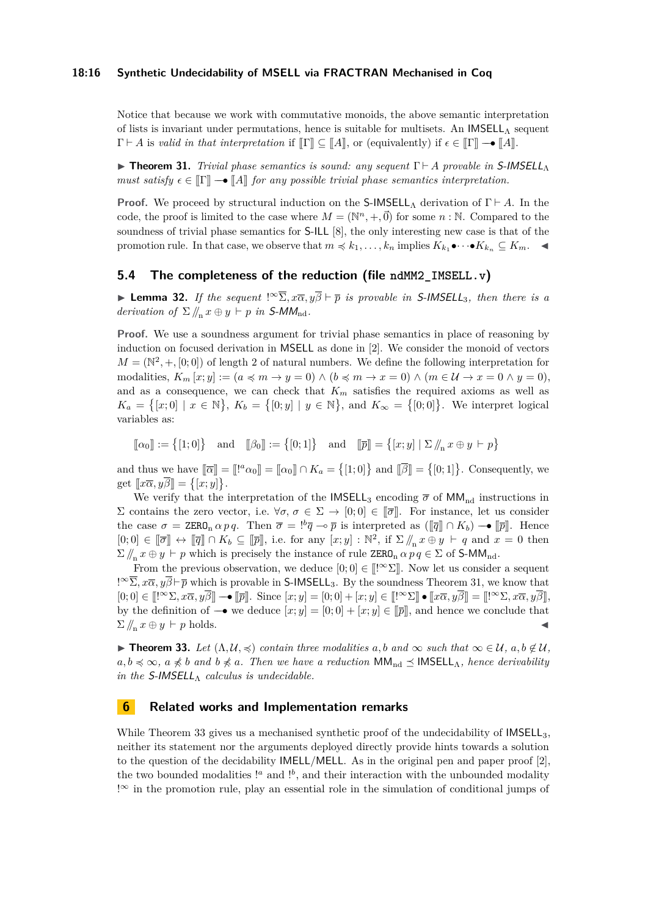Notice that because we work with commutative monoids, the above semantic interpretation of lists is invariant under permutations, hence is suitable for multisets. An $\mathsf{IMSELL}_\Lambda$ sequent $\Gamma \vdash A$ is *valid in that interpretation* if $[\![\Gamma]\!] \subseteq [\![A]\!]$, or (equivalently) if $\epsilon \in [\![\Gamma]\!] \multimap\!\bullet\, [\![A]\!]$.

▶ **Theorem 31.** *Trivial phase semantics is sound: any sequent $\Gamma \vdash A$ provable in S-$\mathsf{IMSELL}_\Lambda$ must satisfy $\epsilon \in [\![\Gamma]\!] \multimap\!\bullet\, [\![A]\!]$ for any possible trivial phase semantics interpretation.*

**Proof.** We proceed by structural induction on the S-$\mathsf{IMSELL}_\Lambda$ derivation of $\Gamma \vdash A$. In the code, the proof is limited to the case where $M = (\mathbb{N}^n, +, \vec{0})$ for some $n : \mathbb{N}$. Compared to the soundness of trivial phase semantics for S-ILL [8], the only interesting new case is that of the promotion rule. In that case, we observe that $m \preccurlyeq k_1, \ldots, k_n$ implies $K_{k_1} \bullet \cdots \bullet K_{k_n} \subseteq K_m$. ◀

## 5.4 The completeness of the reduction (file `ndMM2_IMSELL.v`)

▶ **Lemma 32.** *If the sequent $!^\infty\overline{\Sigma}, x\overline{\alpha}, y\overline{\beta} \vdash \overline{p}$ is provable in S-$\mathsf{IMSELL}_3$, then there is a derivation of $\Sigma /\!\!/_{\mathrm{n}}\, x \oplus y \vdash p$ in S-$\mathsf{MM}_{\mathrm{nd}}$.*

**Proof.** We use a soundness argument for trivial phase semantics in place of reasoning by induction on focused derivation in MSELL as done in [2]. We consider the monoid of vectors $M = (\mathbb{N}^2, +, [0;0])$ of length 2 of natural numbers. We define the following interpretation for modalities, $K_m\,[x;y] := (a \preccurlyeq m \to y = 0) \wedge (b \preccurlyeq m \to x = 0) \wedge (m \in \mathcal{U} \to x = 0 \wedge y = 0)$, and as a consequence, we can check that $K_m$ satisfies the required axioms as well as $K_a = \{[x;0] \mid x \in \mathbb{N}\}$, $K_b = \{[0;y] \mid y \in \mathbb{N}\}$, and $K_\infty = \{[0;0]\}$. We interpret logical variables as:

$$[\![\alpha_0]\!] := \{[1;0]\} \quad \text{and} \quad [\![\beta_0]\!] := \{[0;1]\} \quad \text{and} \quad [\![\overline{p}]\!] = \{[x;y] \mid \Sigma /\!\!/_{\mathrm{n}}\, x \oplus y \vdash p\}$$

and thus we have $[\![\overline{\alpha}]\!] = [\![!^a\alpha_0]\!] = [\![\alpha_0]\!] \cap K_a = \{[1;0]\}$ and $[\![\overline{\beta}]\!] = \{[0;1]\}$. Consequently, we get $[\![x\overline{\alpha}, y\overline{\beta}]\!] = \{[x;y]\}$.

We verify that the interpretation of the $\mathsf{IMSELL}_3$ encoding $\overline{\sigma}$ of $\mathsf{MM}_{\mathrm{nd}}$ instructions in $\Sigma$ contains the zero vector, i.e. $\forall \sigma,\, \sigma \in \Sigma \to [0;0] \in [\![\overline{\sigma}]\!]$. For instance, let us consider the case $\sigma = \mathtt{ZERO}_{\mathrm{n}}\,\alpha\,p\,q$. Then $\overline{\sigma} = !^b\overline{q} \multimap \overline{p}$ is interpreted as $([\![\overline{q}]\!] \cap K_b) \multimap\!\bullet\, [\![\overline{p}]\!]$. Hence $[0;0] \in [\![\overline{\sigma}]\!] \leftrightarrow [\![\overline{q}]\!] \cap K_b \subseteq [\![\overline{p}]\!]$, i.e. for any $[x;y] : \mathbb{N}^2$, if $\Sigma /\!\!/_{\mathrm{n}}\, x \oplus y \vdash q$ and $x = 0$ then $\Sigma /\!\!/_{\mathrm{n}}\, x \oplus y \vdash p$ which is precisely the instance of rule $\mathtt{ZERO}_{\mathrm{n}}\,\alpha\,p\,q \in \Sigma$ of S-$\mathsf{MM}_{\mathrm{nd}}$.

From the previous observation, we deduce $[0;0] \in [\![!^\infty\Sigma]\!]$. Now let us consider a sequent $!^\infty\overline{\Sigma}, x\overline{\alpha}, y\overline{\beta} \vdash \overline{p}$ which is provable in S-$\mathsf{IMSELL}_3$. By the soundness Theorem 31, we know that $[0;0] \in [\![!^\infty\Sigma, x\overline{\alpha}, y\overline{\beta}]\!] \multimap\!\bullet\, [\![\overline{p}]\!]$. Since $[x;y] = [0;0] + [x;y] \in [\![!^\infty\Sigma]\!] \bullet [\![x\overline{\alpha}, y\overline{\beta}]\!] = [\![!^\infty\Sigma, x\overline{\alpha}, y\overline{\beta}]\!]$, by the definition of $\multimap\!\bullet$ we deduce $[x;y] = [0;0] + [x;y] \in [\![\overline{p}]\!]$, and hence we conclude that $\Sigma /\!\!/_{\mathrm{n}}\, x \oplus y \vdash p$ holds. ◀

▶ **Theorem 33.** *Let $(\Lambda, \mathcal{U}, \preccurlyeq)$ contain three modalities $a, b$ and $\infty$ such that $\infty \in \mathcal{U}$, $a, b \notin \mathcal{U}$, $a, b \preccurlyeq \infty$, $a \not\preccurlyeq b$ and $b \not\preccurlyeq a$. Then we have a reduction $\mathsf{MM}_{\mathrm{nd}} \preceq \mathsf{IMSELL}_\Lambda$, hence derivability in the S-$\mathsf{IMSELL}_\Lambda$ calculus is undecidable.*

# 6 Related works and Implementation remarks

While Theorem 33 gives us a mechanised synthetic proof of the undecidability of $\mathsf{IMSELL}_3$, neither its statement nor the arguments deployed directly provide hints towards a solution to the question of the decidability IMELL/MELL. As in the original pen and paper proof [2], the two bounded modalities $!^a$ and $!^b$, and their interaction with the unbounded modality $!^\infty$ in the promotion rule, play an essential role in the simulation of conditional jumps of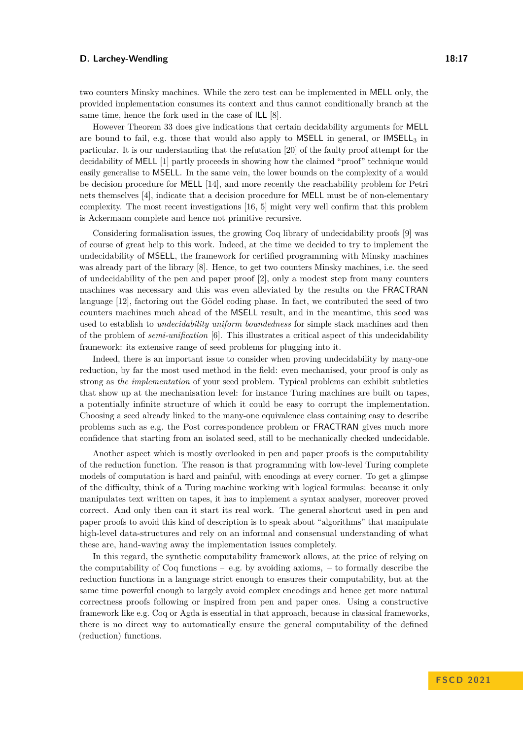two counters Minsky machines. While the zero test can be implemented in MELL only, the provided implementation consumes its context and thus cannot conditionally branch at the same time, hence the fork used in the case of ILL [8].

However Theorem 33 does give indications that certain decidability arguments for MELL are bound to fail, e.g. those that would also apply to MSELL in general, or $\mathsf{IMSELL}_3$ in particular. It is our understanding that the refutation [20] of the faulty proof attempt for the decidability of MELL [1] partly proceeds in showing how the claimed "proof" technique would easily generalise to MSELL. In the same vein, the lower bounds on the complexity of a would be decision procedure for MELL [14], and more recently the reachability problem for Petri nets themselves [4], indicate that a decision procedure for MELL must be of non-elementary complexity. The most recent investigations [16, 5] might very well confirm that this problem is Ackermann complete and hence not primitive recursive.

Considering formalisation issues, the growing Coq library of undecidability proofs [9] was of course of great help to this work. Indeed, at the time we decided to try to implement the undecidability of MSELL, the framework for certified programming with Minsky machines was already part of the library [8]. Hence, to get two counters Minsky machines, i.e. the seed of undecidability of the pen and paper proof [2], only a modest step from many counters machines was necessary and this was even alleviated by the results on the FRACTRAN language [12], factoring out the Gödel coding phase. In fact, we contributed the seed of two counters machines much ahead of the MSELL result, and in the meantime, this seed was used to establish to *undecidability uniform boundedness* for simple stack machines and then of the problem of *semi-unification* [6]. This illustrates a critical aspect of this undecidability framework: its extensive range of seed problems for plugging into it.

Indeed, there is an important issue to consider when proving undecidability by many-one reduction, by far the most used method in the field: even mechanised, your proof is only as strong as *the implementation* of your seed problem. Typical problems can exhibit subtleties that show up at the mechanisation level: for instance Turing machines are built on tapes, a potentially infinite structure of which it could be easy to corrupt the implementation. Choosing a seed already linked to the many-one equivalence class containing easy to describe problems such as e.g. the Post correspondence problem or FRACTRAN gives much more confidence that starting from an isolated seed, still to be mechanically checked undecidable.

Another aspect which is mostly overlooked in pen and paper proofs is the computability of the reduction function. The reason is that programming with low-level Turing complete models of computation is hard and painful, with encodings at every corner. To get a glimpse of the difficulty, think of a Turing machine working with logical formulas: because it only manipulates text written on tapes, it has to implement a syntax analyser, moreover proved correct. And only then can it start its real work. The general shortcut used in pen and paper proofs to avoid this kind of description is to speak about "algorithms" that manipulate high-level data-structures and rely on an informal and consensual understanding of what these are, hand-waving away the implementation issues completely.

In this regard, the synthetic computability framework allows, at the price of relying on the computability of Coq functions – e.g. by avoiding axioms, – to formally describe the reduction functions in a language strict enough to ensures their computability, but at the same time powerful enough to largely avoid complex encodings and hence get more natural correctness proofs following or inspired from pen and paper ones. Using a constructive framework like e.g. Coq or Agda is essential in that approach, because in classical frameworks, there is no direct way to automatically ensure the general computability of the defined (reduction) functions.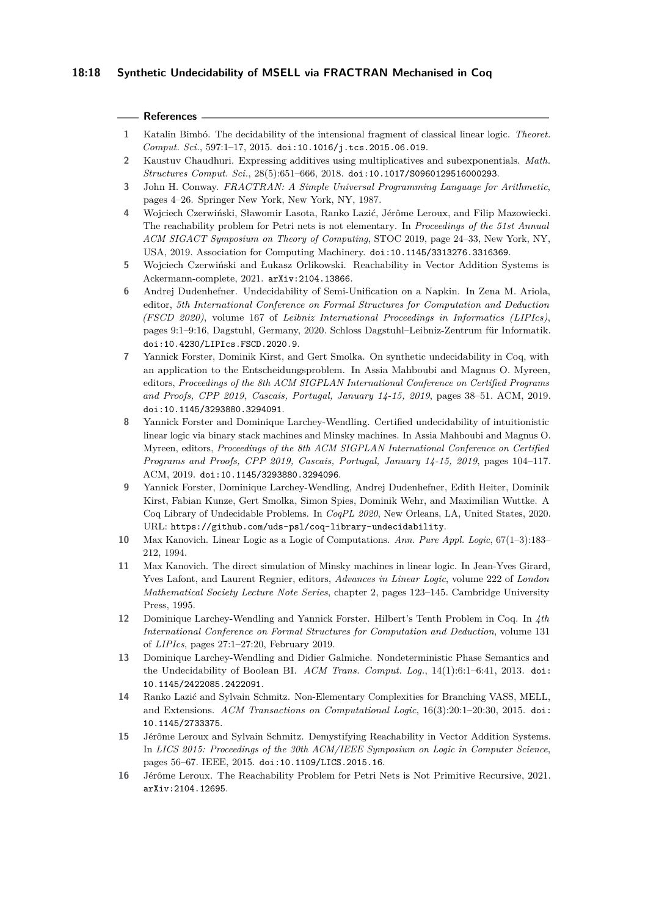## References

1. Katalin Bimbó. The decidability of the intensional fragment of classical linear logic. *Theoret. Comput. Sci.*, 597:1–17, 2015. doi:10.1016/j.tcs.2015.06.019.
2. Kaustuv Chaudhuri. Expressing additives using multiplicatives and subexponentials. *Math. Structures Comput. Sci.*, 28(5):651–666, 2018. doi:10.1017/S0960129516000293.
3. John H. Conway. *FRACTRAN: A Simple Universal Programming Language for Arithmetic*, pages 4–26. Springer New York, New York, NY, 1987.
4. Wojciech Czerwiński, Sławomir Lasota, Ranko Lazić, Jérôme Leroux, and Filip Mazowiecki. The reachability problem for Petri nets is not elementary. In *Proceedings of the 51st Annual ACM SIGACT Symposium on Theory of Computing*, STOC 2019, page 24–33, New York, NY, USA, 2019. Association for Computing Machinery. doi:10.1145/3313276.3316369.
5. Wojciech Czerwiński and Łukasz Orlikowski. Reachability in Vector Addition Systems is Ackermann-complete, 2021. arXiv:2104.13866.
6. Andrej Dudenhefner. Undecidability of Semi-Unification on a Napkin. In Zena M. Ariola, editor, *5th International Conference on Formal Structures for Computation and Deduction (FSCD 2020)*, volume 167 of *Leibniz International Proceedings in Informatics (LIPIcs)*, pages 9:1–9:16, Dagstuhl, Germany, 2020. Schloss Dagstuhl–Leibniz-Zentrum für Informatik. doi:10.4230/LIPIcs.FSCD.2020.9.
7. Yannick Forster, Dominik Kirst, and Gert Smolka. On synthetic undecidability in Coq, with an application to the Entscheidungsproblem. In Assia Mahboubi and Magnus O. Myreen, editors, *Proceedings of the 8th ACM SIGPLAN International Conference on Certified Programs and Proofs, CPP 2019, Cascais, Portugal, January 14-15, 2019*, pages 38–51. ACM, 2019. doi:10.1145/3293880.3294091.
8. Yannick Forster and Dominique Larchey-Wendling. Certified undecidability of intuitionistic linear logic via binary stack machines and Minsky machines. In Assia Mahboubi and Magnus O. Myreen, editors, *Proceedings of the 8th ACM SIGPLAN International Conference on Certified Programs and Proofs, CPP 2019, Cascais, Portugal, January 14-15, 2019*, pages 104–117. ACM, 2019. doi:10.1145/3293880.3294096.
9. Yannick Forster, Dominique Larchey-Wendling, Andrej Dudenhefner, Edith Heiter, Dominik Kirst, Fabian Kunze, Gert Smolka, Simon Spies, Dominik Wehr, and Maximilian Wuttke. A Coq Library of Undecidable Problems. In *CoqPL 2020*, New Orleans, LA, United States, 2020. URL: https://github.com/uds-psl/coq-library-undecidability.
10. Max Kanovich. Linear Logic as a Logic of Computations. *Ann. Pure Appl. Logic*, 67(1–3):183–212, 1994.
11. Max Kanovich. The direct simulation of Minsky machines in linear logic. In Jean-Yves Girard, Yves Lafont, and Laurent Regnier, editors, *Advances in Linear Logic*, volume 222 of *London Mathematical Society Lecture Note Series*, chapter 2, pages 123–145. Cambridge University Press, 1995.
12. Dominique Larchey-Wendling and Yannick Forster. Hilbert's Tenth Problem in Coq. In *4th International Conference on Formal Structures for Computation and Deduction*, volume 131 of *LIPIcs*, pages 27:1–27:20, February 2019.
13. Dominique Larchey-Wendling and Didier Galmiche. Nondeterministic Phase Semantics and the Undecidability of Boolean BI. *ACM Trans. Comput. Log.*, 14(1):6:1–6:41, 2013. doi:10.1145/2422085.2422091.
14. Ranko Lazić and Sylvain Schmitz. Non-Elementary Complexities for Branching VASS, MELL, and Extensions. *ACM Transactions on Computational Logic*, 16(3):20:1–20:30, 2015. doi:10.1145/2733375.
15. Jérôme Leroux and Sylvain Schmitz. Demystifying Reachability in Vector Addition Systems. In *LICS 2015: Proceedings of the 30th ACM/IEEE Symposium on Logic in Computer Science*, pages 56–67. IEEE, 2015. doi:10.1109/LICS.2015.16.
16. Jérôme Leroux. The Reachability Problem for Petri Nets is Not Primitive Recursive, 2021. arXiv:2104.12695.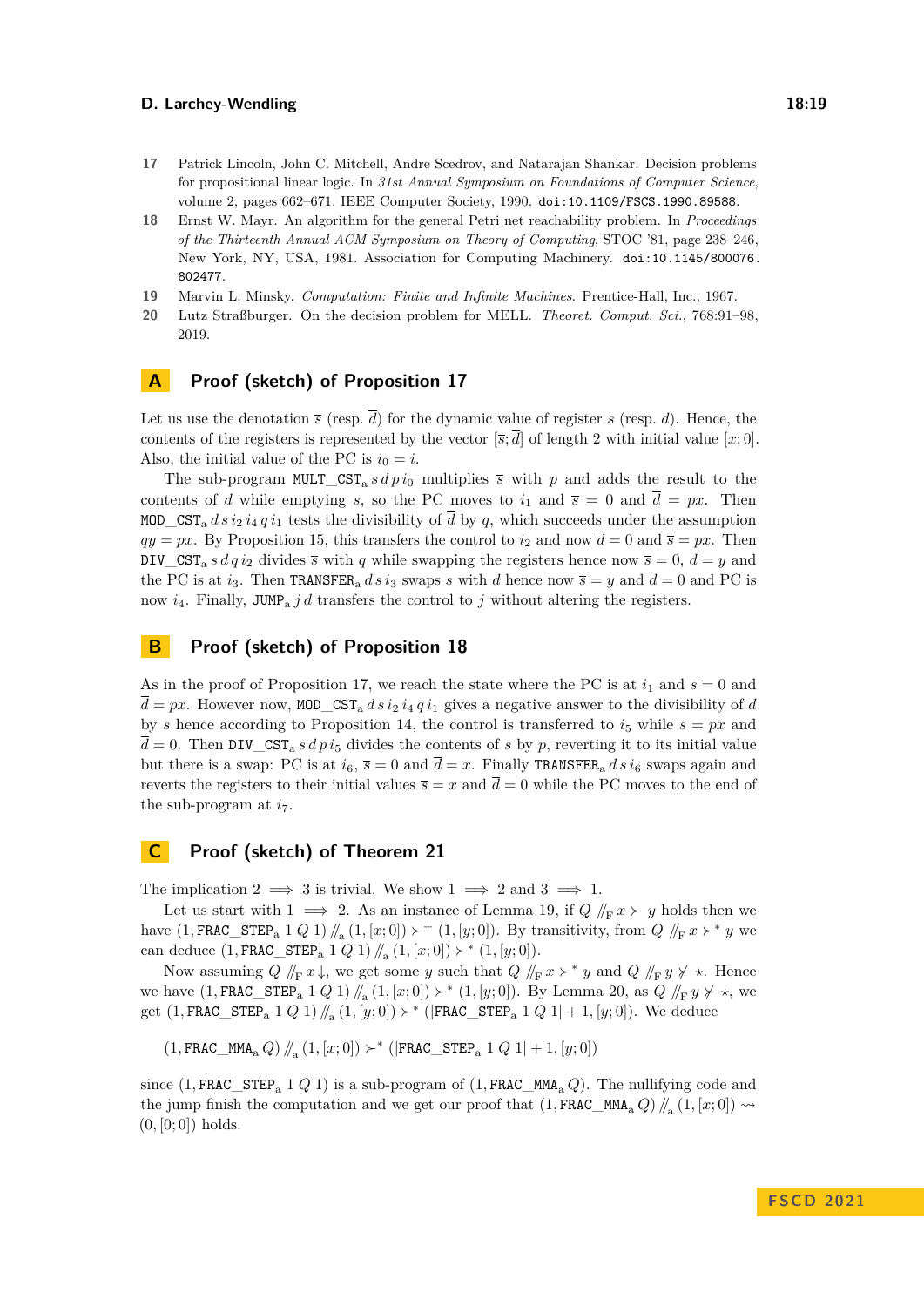17 Patrick Lincoln, John C. Mitchell, Andre Scedrov, and Natarajan Shankar. Decision problems for propositional linear logic. In *31st Annual Symposium on Foundations of Computer Science*, volume 2, pages 662–671. IEEE Computer Society, 1990. doi:10.1109/FSCS.1990.89588.

18 Ernst W. Mayr. An algorithm for the general Petri net reachability problem. In *Proceedings of the Thirteenth Annual ACM Symposium on Theory of Computing*, STOC '81, page 238–246, New York, NY, USA, 1981. Association for Computing Machinery. doi:10.1145/800076.802477.

19 Marvin L. Minsky. *Computation: Finite and Infinite Machines*. Prentice-Hall, Inc., 1967.

20 Lutz Straßburger. On the decision problem for MELL. *Theoret. Comput. Sci.*, 768:91–98, 2019.

## A Proof (sketch) of Proposition 17

Let us use the denotation $\overline{s}$ (resp. $\overline{d}$) for the dynamic value of register $s$ (resp. $d$). Hence, the contents of the registers is represented by the vector $[\overline{s};\overline{d}]$ of length 2 with initial value $[x;0]$. Also, the initial value of the PC is $i_0 = i$.

The sub-program $\texttt{MULT\_CST}_{\text{a}}\,s\,d\,p\,i_0$ multiplies $\overline{s}$ with $p$ and adds the result to the contents of $d$ while emptying $s$, so the PC moves to $i_1$ and $\overline{s} = 0$ and $\overline{d} = px$. Then $\texttt{MOD\_CST}_{\text{a}}\,d\,s\,i_2\,i_4\,q\,i_1$ tests the divisibility of $\overline{d}$ by $q$, which succeeds under the assumption $qy = px$. By Proposition 15, this transfers the control to $i_2$ and now $\overline{d} = 0$ and $\overline{s} = px$. Then $\texttt{DIV\_CST}_{\text{a}}\,s\,d\,q\,i_2$ divides $\overline{s}$ with $q$ while swapping the registers hence now $\overline{s} = 0$, $\overline{d} = y$ and the PC is at $i_3$. Then $\texttt{TRANSFER}_{\text{a}}\,d\,s\,i_3$ swaps $s$ with $d$ hence now $\overline{s} = y$ and $\overline{d} = 0$ and PC is now $i_4$. Finally, $\texttt{JUMP}_{\text{a}}\,j\,d$ transfers the control to $j$ without altering the registers.

## B Proof (sketch) of Proposition 18

As in the proof of Proposition 17, we reach the state where the PC is at $i_1$ and $\overline{s} = 0$ and $\overline{d} = px$. However now, $\texttt{MOD\_CST}_{\text{a}}\,d\,s\,i_2\,i_4\,q\,i_1$ gives a negative answer to the divisibility of $d$ by $s$ hence according to Proposition 14, the control is transferred to $i_5$ while $\overline{s} = px$ and $\overline{d} = 0$. Then $\texttt{DIV\_CST}_{\text{a}}\,s\,d\,p\,i_5$ divides the contents of $s$ by $p$, reverting it to its initial value but there is a swap: PC is at $i_6$, $\overline{s} = 0$ and $\overline{d} = x$. Finally $\texttt{TRANSFER}_{\text{a}}\,d\,s\,i_6$ swaps again and reverts the registers to their initial values $\overline{s} = x$ and $\overline{d} = 0$ while the PC moves to the end of the sub-program at $i_7$.

## C Proof (sketch) of Theorem 21

The implication $2 \implies 3$ is trivial. We show $1 \implies 2$ and $3 \implies 1$.

Let us start with $1 \implies 2$. As an instance of Lemma 19, if $Q \mathbin{/\!/_{\text{F}}} x \succ y$ holds then we have $(1, \texttt{FRAC\_STEP}_{\text{a}}\ 1\ Q\ 1) \mathbin{/\!/_{\text{a}}} (1,[x;0]) \succ^+ (1,[y;0])$. By transitivity, from $Q \mathbin{/\!/_{\text{F}}} x \succ^* y$ we can deduce $(1, \texttt{FRAC\_STEP}_{\text{a}}\ 1\ Q\ 1) \mathbin{/\!/_{\text{a}}} (1,[x;0]) \succ^* (1,[y;0])$.

Now assuming $Q \mathbin{/\!/_{\text{F}}} x \downarrow$, we get some $y$ such that $Q \mathbin{/\!/_{\text{F}}} x \succ^* y$ and $Q \mathbin{/\!/_{\text{F}}} y \not\succ \star$. Hence we have $(1, \texttt{FRAC\_STEP}_{\text{a}}\ 1\ Q\ 1) \mathbin{/\!/_{\text{a}}} (1,[x;0]) \succ^* (1,[y;0])$. By Lemma 20, as $Q \mathbin{/\!/_{\text{F}}} y \not\succ \star$, we get $(1, \texttt{FRAC\_STEP}_{\text{a}}\ 1\ Q\ 1) \mathbin{/\!/_{\text{a}}} (1,[y;0]) \succ^* (|\texttt{FRAC\_STEP}_{\text{a}}\ 1\ Q\ 1| + 1, [y;0])$. We deduce

$$(1, \texttt{FRAC\_MMA}_{\text{a}}\ Q) \mathbin{/\!/_{\text{a}}} (1,[x;0]) \succ^* (|\texttt{FRAC\_STEP}_{\text{a}}\ 1\ Q\ 1| + 1, [y;0])$$

since $(1, \texttt{FRAC\_STEP}_{\text{a}}\ 1\ Q\ 1)$ is a sub-program of $(1, \texttt{FRAC\_MMA}_{\text{a}}\ Q)$. The nullifying code and the jump finish the computation and we get our proof that $(1, \texttt{FRAC\_MMA}_{\text{a}}\ Q) \mathbin{/\!/_{\text{a}}} (1,[x;0]) \rightsquigarrow (0,[0;0])$ holds.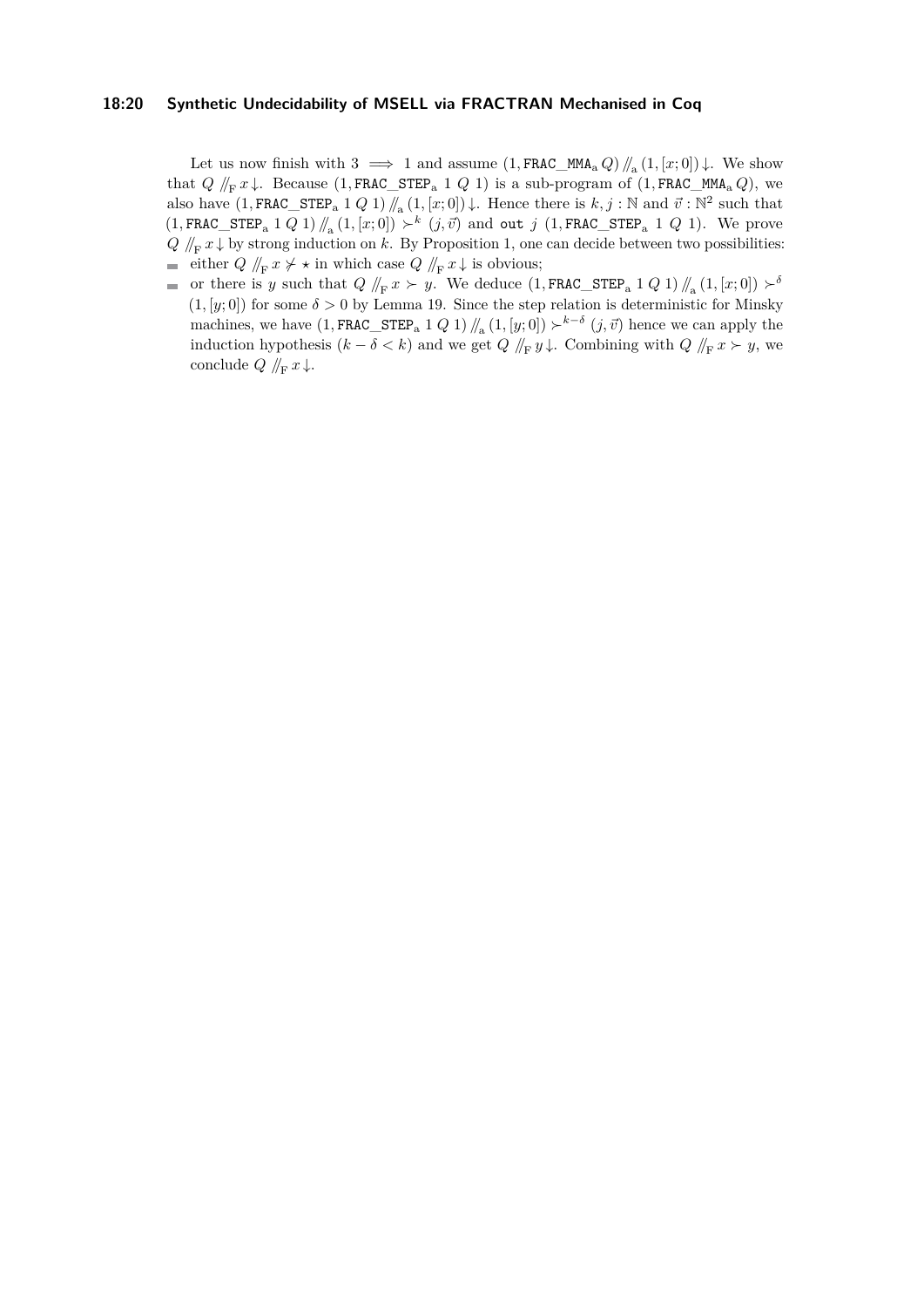Let us now finish with $3 \implies 1$ and assume $(1, \texttt{FRAC\_MMA}_a\, Q) \mathbin{/\!\!/}_a (1, [x; 0]) \downarrow$. We show that $Q \mathbin{/\!\!/}_F x \downarrow$. Because $(1, \texttt{FRAC\_STEP}_a\ 1\ Q\ 1)$ is a sub-program of $(1, \texttt{FRAC\_MMA}_a\, Q)$, we also have $(1, \texttt{FRAC\_STEP}_a\ 1\ Q\ 1) \mathbin{/\!\!/}_a (1, [x; 0]) \downarrow$. Hence there is $k, j : \mathbb{N}$ and $\vec{v} : \mathbb{N}^2$ such that $(1, \texttt{FRAC\_STEP}_a\ 1\ Q\ 1) \mathbin{/\!\!/}_a (1, [x; 0]) \succ^k (j, \vec{v})$ and $\texttt{out}\ j\ (1, \texttt{FRAC\_STEP}_a\ 1\ Q\ 1)$. We prove $Q \mathbin{/\!\!/}_F x \downarrow$ by strong induction on $k$. By Proposition 1, one can decide between two possibilities:

- either $Q \mathbin{/\!\!/}_F x \not\succ \star$ in which case $Q \mathbin{/\!\!/}_F x \downarrow$ is obvious;
- or there is $y$ such that $Q \mathbin{/\!\!/}_F x \succ y$. We deduce $(1, \texttt{FRAC\_STEP}_a\ 1\ Q\ 1) \mathbin{/\!\!/}_a (1, [x; 0]) \succ^\delta (1, [y; 0])$ for some $\delta > 0$ by Lemma 19. Since the step relation is deterministic for Minsky machines, we have $(1, \texttt{FRAC\_STEP}_a\ 1\ Q\ 1) \mathbin{/\!\!/}_a (1, [y; 0]) \succ^{k-\delta} (j, \vec{v})$ hence we can apply the induction hypothesis $(k - \delta < k)$ and we get $Q \mathbin{/\!\!/}_F y \downarrow$. Combining with $Q \mathbin{/\!\!/}_F x \succ y$, we conclude $Q \mathbin{/\!\!/}_F x \downarrow$.